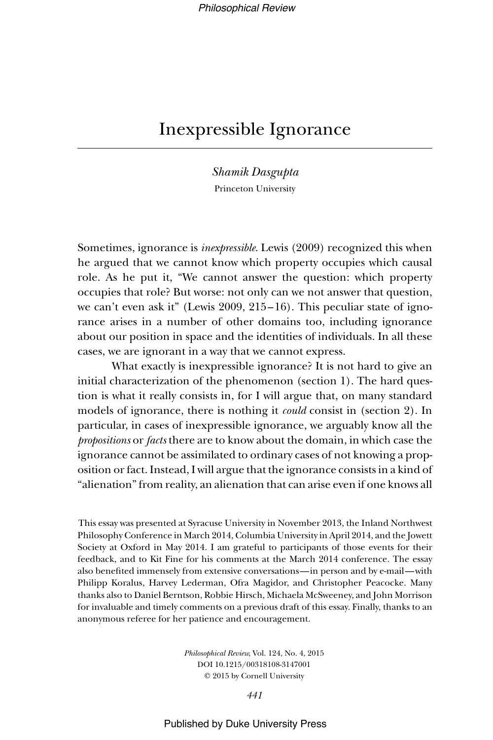# Inexpressible Ignorance

*Shamik Dasgupta*
Princeton University

Sometimes, ignorance is *inexpressible*. Lewis (2009) recognized this when he argued that we cannot know which property occupies which causal role. As he put it, "We cannot answer the question: which property occupies that role? But worse: not only can we not answer that question, we can't even ask it" (Lewis 2009, 215–16). This peculiar state of ignorance arises in a number of other domains too, including ignorance about our position in space and the identities of individuals. In all these cases, we are ignorant in a way that we cannot express.

What exactly is inexpressible ignorance? It is not hard to give an initial characterization of the phenomenon (section 1). The hard question is what it really consists in, for I will argue that, on many standard models of ignorance, there is nothing it *could* consist in (section 2). In particular, in cases of inexpressible ignorance, we arguably know all the *propositions* or *facts* there are to know about the domain, in which case the ignorance cannot be assimilated to ordinary cases of not knowing a proposition or fact. Instead, I will argue that the ignorance consists in a kind of "alienation" from reality, an alienation that can arise even if one knows all

This essay was presented at Syracuse University in November 2013, the Inland Northwest Philosophy Conference in March 2014, Columbia University in April 2014, and the Jowett Society at Oxford in May 2014. I am grateful to participants of those events for their feedback, and to Kit Fine for his comments at the March 2014 conference. The essay also benefited immensely from extensive conversations—in person and by e-mail—with Philipp Koralus, Harvey Lederman, Ofra Magidor, and Christopher Peacocke. Many thanks also to Daniel Berntson, Robbie Hirsch, Michaela McSweeney, and John Morrison for invaluable and timely comments on a previous draft of this essay. Finally, thanks to an anonymous referee for her patience and encouragement.

*Philosophical Review*, Vol. 124, No. 4, 2015
DOI 10.1215/00318108-3147001
© 2015 by Cornell University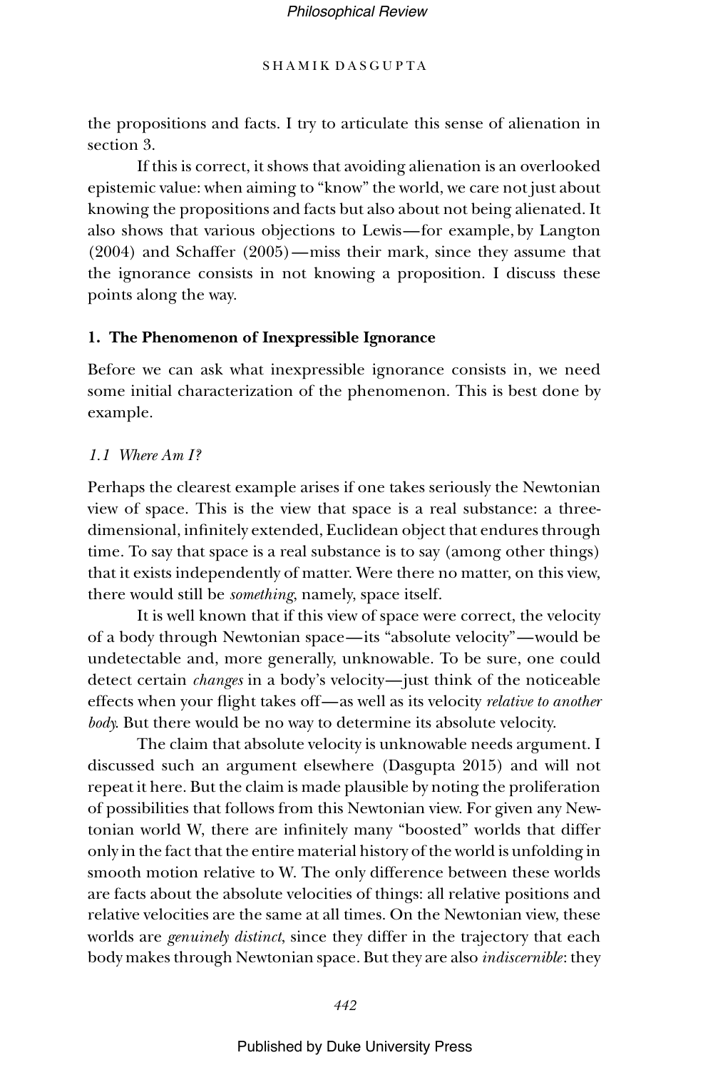the propositions and facts. I try to articulate this sense of alienation in section 3.

If this is correct, it shows that avoiding alienation is an overlooked epistemic value: when aiming to "know" the world, we care not just about knowing the propositions and facts but also about not being alienated. It also shows that various objections to Lewis—for example, by Langton (2004) and Schaffer (2005)—miss their mark, since they assume that the ignorance consists in not knowing a proposition. I discuss these points along the way.

## 1. The Phenomenon of Inexpressible Ignorance

Before we can ask what inexpressible ignorance consists in, we need some initial characterization of the phenomenon. This is best done by example.

### *1.1 Where Am I?*

Perhaps the clearest example arises if one takes seriously the Newtonian view of space. This is the view that space is a real substance: a three-dimensional, infinitely extended, Euclidean object that endures through time. To say that space is a real substance is to say (among other things) that it exists independently of matter. Were there no matter, on this view, there would still be *something*, namely, space itself.

It is well known that if this view of space were correct, the velocity of a body through Newtonian space—its "absolute velocity"—would be undetectable and, more generally, unknowable. To be sure, one could detect certain *changes* in a body's velocity—just think of the noticeable effects when your flight takes off—as well as its velocity *relative to another body*. But there would be no way to determine its absolute velocity.

The claim that absolute velocity is unknowable needs argument. I discussed such an argument elsewhere (Dasgupta 2015) and will not repeat it here. But the claim is made plausible by noting the proliferation of possibilities that follows from this Newtonian view. For given any Newtonian world W, there are infinitely many "boosted" worlds that differ only in the fact that the entire material history of the world is unfolding in smooth motion relative to W. The only difference between these worlds are facts about the absolute velocities of things: all relative positions and relative velocities are the same at all times. On the Newtonian view, these worlds are *genuinely distinct*, since they differ in the trajectory that each body makes through Newtonian space. But they are also *indiscernible*: they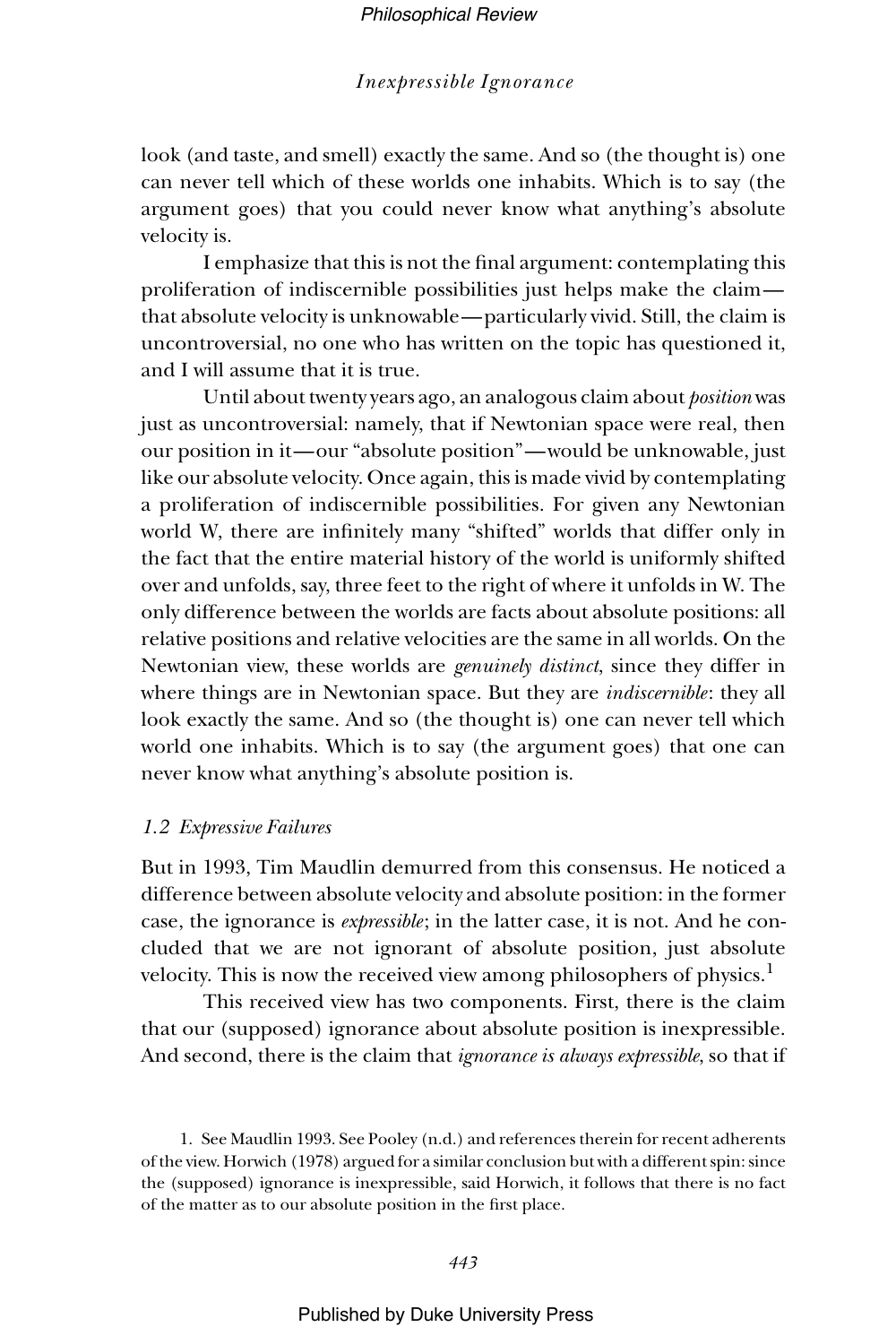look (and taste, and smell) exactly the same. And so (the thought is) one can never tell which of these worlds one inhabits. Which is to say (the argument goes) that you could never know what anything's absolute velocity is.

I emphasize that this is not the final argument: contemplating this proliferation of indiscernible possibilities just helps make the claim—that absolute velocity is unknowable—particularly vivid. Still, the claim is uncontroversial, no one who has written on the topic has questioned it, and I will assume that it is true.

Until about twenty years ago, an analogous claim about *position* was just as uncontroversial: namely, that if Newtonian space were real, then our position in it—our "absolute position"—would be unknowable, just like our absolute velocity. Once again, this is made vivid by contemplating a proliferation of indiscernible possibilities. For given any Newtonian world W, there are infinitely many "shifted" worlds that differ only in the fact that the entire material history of the world is uniformly shifted over and unfolds, say, three feet to the right of where it unfolds in W. The only difference between the worlds are facts about absolute positions: all relative positions and relative velocities are the same in all worlds. On the Newtonian view, these worlds are *genuinely distinct*, since they differ in where things are in Newtonian space. But they are *indiscernible*: they all look exactly the same. And so (the thought is) one can never tell which world one inhabits. Which is to say (the argument goes) that one can never know what anything's absolute position is.

### *1.2 Expressive Failures*

But in 1993, Tim Maudlin demurred from this consensus. He noticed a difference between absolute velocity and absolute position: in the former case, the ignorance is *expressible*; in the latter case, it is not. And he concluded that we are not ignorant of absolute position, just absolute velocity. This is now the received view among philosophers of physics.[1]

This received view has two components. First, there is the claim that our (supposed) ignorance about absolute position is inexpressible. And second, there is the claim that *ignorance is always expressible*, so that if

1. See Maudlin 1993. See Pooley (n.d.) and references therein for recent adherents of the view. Horwich (1978) argued for a similar conclusion but with a different spin: since the (supposed) ignorance is inexpressible, said Horwich, it follows that there is no fact of the matter as to our absolute position in the first place.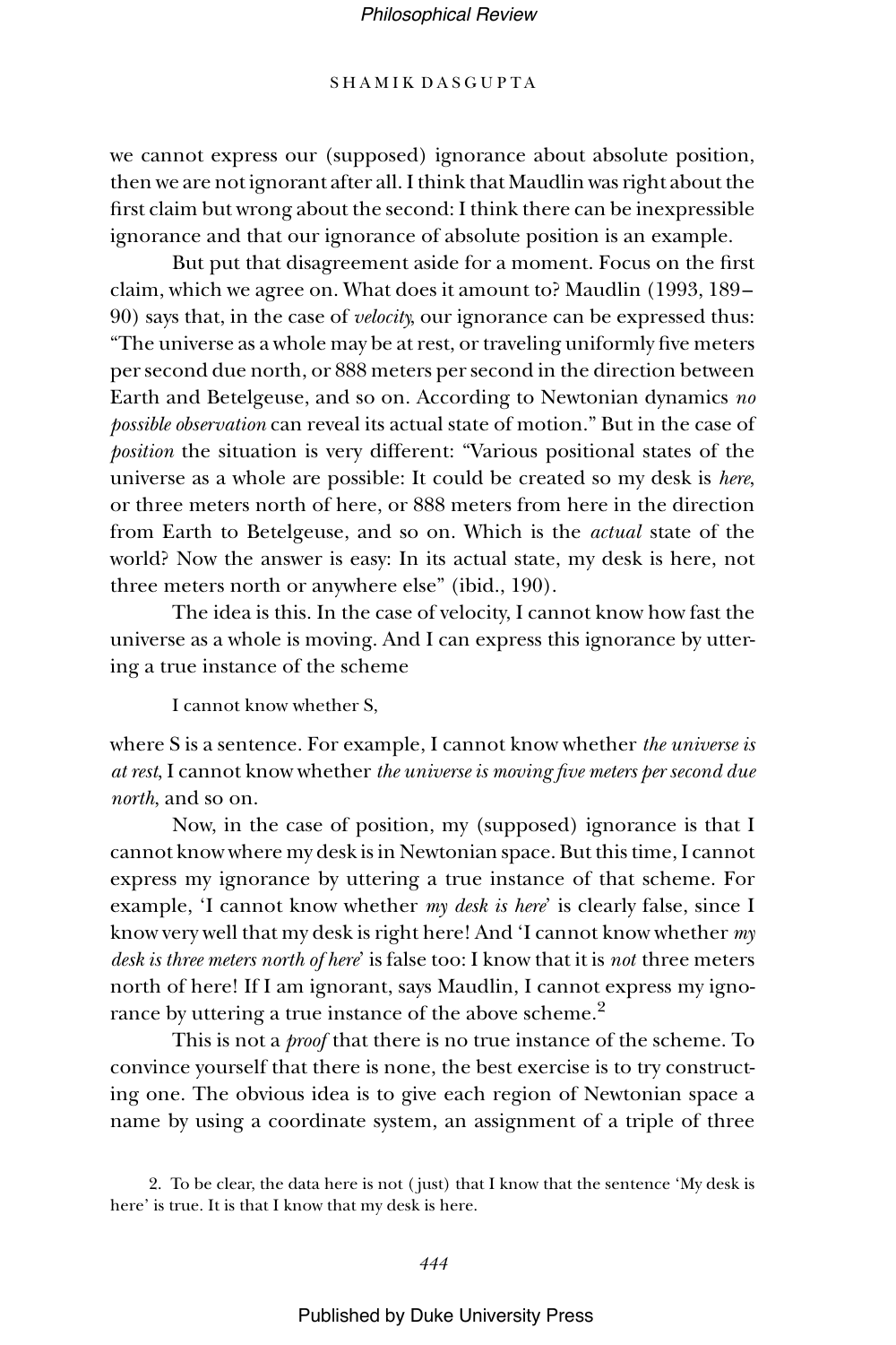we cannot express our (supposed) ignorance about absolute position, then we are not ignorant after all. I think that Maudlin was right about the first claim but wrong about the second: I think there can be inexpressible ignorance and that our ignorance of absolute position is an example.

But put that disagreement aside for a moment. Focus on the first claim, which we agree on. What does it amount to? Maudlin (1993, 189–90) says that, in the case of *velocity*, our ignorance can be expressed thus: "The universe as a whole may be at rest, or traveling uniformly five meters per second due north, or 888 meters per second in the direction between Earth and Betelgeuse, and so on. According to Newtonian dynamics *no possible observation* can reveal its actual state of motion." But in the case of *position* the situation is very different: "Various positional states of the universe as a whole are possible: It could be created so my desk is *here*, or three meters north of here, or 888 meters from here in the direction from Earth to Betelgeuse, and so on. Which is the *actual* state of the world? Now the answer is easy: In its actual state, my desk is here, not three meters north or anywhere else" (ibid., 190).

The idea is this. In the case of velocity, I cannot know how fast the universe as a whole is moving. And I can express this ignorance by uttering a true instance of the scheme

I cannot know whether S,

where S is a sentence. For example, I cannot know whether *the universe is at rest*, I cannot know whether *the universe is moving five meters per second due north*, and so on.

Now, in the case of position, my (supposed) ignorance is that I cannot know where my desk is in Newtonian space. But this time, I cannot express my ignorance by uttering a true instance of that scheme. For example, 'I cannot know whether *my desk is here*' is clearly false, since I know very well that my desk is right here! And 'I cannot know whether *my desk is three meters north of here*' is false too: I know that it is *not* three meters north of here! If I am ignorant, says Maudlin, I cannot express my ignorance by uttering a true instance of the above scheme.[2]

This is not a *proof* that there is no true instance of the scheme. To convince yourself that there is none, the best exercise is to try constructing one. The obvious idea is to give each region of Newtonian space a name by using a coordinate system, an assignment of a triple of three

2. To be clear, the data here is not (just) that I know that the sentence 'My desk is here' is true. It is that I know that my desk is here.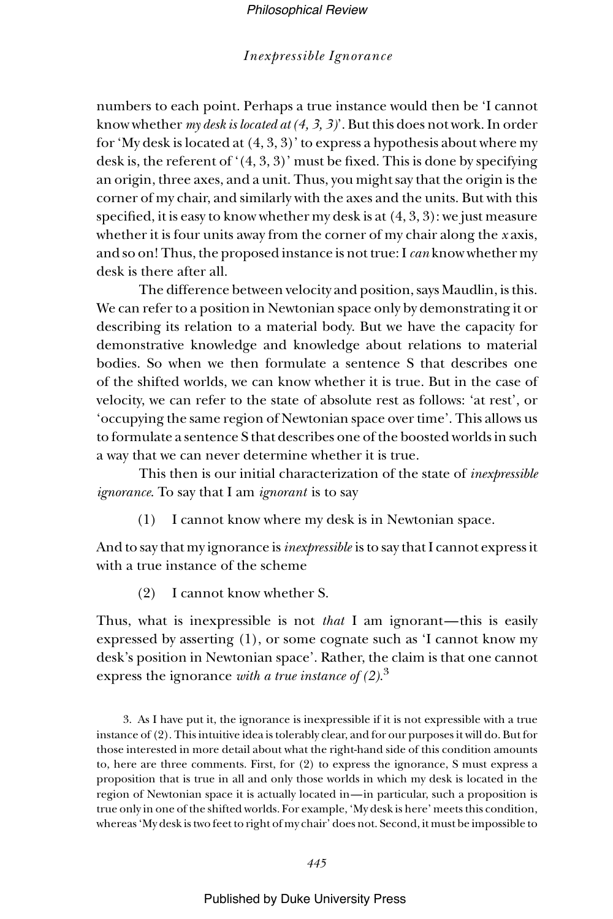numbers to each point. Perhaps a true instance would then be 'I cannot know whether *my desk is located at (4, 3, 3)*'. But this does not work. In order for 'My desk is located at (4, 3, 3)' to express a hypothesis about where my desk is, the referent of '(4, 3, 3)' must be fixed. This is done by specifying an origin, three axes, and a unit. Thus, you might say that the origin is the corner of my chair, and similarly with the axes and the units. But with this specified, it is easy to know whether my desk is at (4, 3, 3): we just measure whether it is four units away from the corner of my chair along the *x* axis, and so on! Thus, the proposed instance is not true: I *can* know whether my desk is there after all.

The difference between velocity and position, says Maudlin, is this. We can refer to a position in Newtonian space only by demonstrating it or describing its relation to a material body. But we have the capacity for demonstrative knowledge and knowledge about relations to material bodies. So when we then formulate a sentence S that describes one of the shifted worlds, we can know whether it is true. But in the case of velocity, we can refer to the state of absolute rest as follows: 'at rest', or 'occupying the same region of Newtonian space over time'. This allows us to formulate a sentence S that describes one of the boosted worlds in such a way that we can never determine whether it is true.

This then is our initial characterization of the state of *inexpressible ignorance*. To say that I am *ignorant* is to say

(1) I cannot know where my desk is in Newtonian space.

And to say that my ignorance is *inexpressible* is to say that I cannot express it with a true instance of the scheme

(2) I cannot know whether S.

Thus, what is inexpressible is not *that* I am ignorant—this is easily expressed by asserting (1), or some cognate such as 'I cannot know my desk's position in Newtonian space'. Rather, the claim is that one cannot express the ignorance *with a true instance of (2)*.[3]

3. As I have put it, the ignorance is inexpressible if it is not expressible with a true instance of (2). This intuitive idea is tolerably clear, and for our purposes it will do. But for those interested in more detail about what the right-hand side of this condition amounts to, here are three comments. First, for (2) to express the ignorance, S must express a proposition that is true in all and only those worlds in which my desk is located in the region of Newtonian space it is actually located in—in particular, such a proposition is true only in one of the shifted worlds. For example, 'My desk is here' meets this condition, whereas 'My desk is two feet to right of my chair' does not. Second, it must be impossible to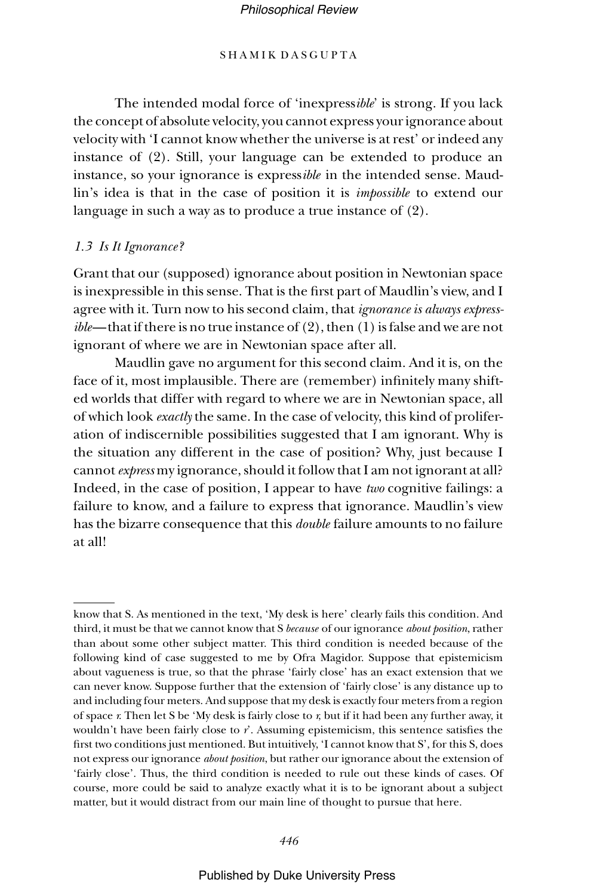The intended modal force of 'inexpress*ible*' is strong. If you lack the concept of absolute velocity, you cannot express your ignorance about velocity with 'I cannot know whether the universe is at rest' or indeed any instance of (2). Still, your language can be extended to produce an instance, so your ignorance is express*ible* in the intended sense. Maudlin's idea is that in the case of position it is *impossible* to extend our language in such a way as to produce a true instance of (2).

### *1.3 Is It Ignorance?*

Grant that our (supposed) ignorance about position in Newtonian space is inexpressible in this sense. That is the first part of Maudlin's view, and I agree with it. Turn now to his second claim, that *ignorance is always expressible*—that if there is no true instance of (2), then (1) is false and we are not ignorant of where we are in Newtonian space after all.

Maudlin gave no argument for this second claim. And it is, on the face of it, most implausible. There are (remember) infinitely many shifted worlds that differ with regard to where we are in Newtonian space, all of which look *exactly* the same. In the case of velocity, this kind of proliferation of indiscernible possibilities suggested that I am ignorant. Why is the situation any different in the case of position? Why, just because I cannot *express* my ignorance, should it follow that I am not ignorant at all? Indeed, in the case of position, I appear to have *two* cognitive failings: a failure to know, and a failure to express that ignorance. Maudlin's view has the bizarre consequence that this *double* failure amounts to no failure at all!

---

know that S. As mentioned in the text, 'My desk is here' clearly fails this condition. And third, it must be that we cannot know that S *because* of our ignorance *about position*, rather than about some other subject matter. This third condition is needed because of the following kind of case suggested to me by Ofra Magidor. Suppose that epistemicism about vagueness is true, so that the phrase 'fairly close' has an exact extension that we can never know. Suppose further that the extension of 'fairly close' is any distance up to and including four meters. And suppose that my desk is exactly four meters from a region of space *r*. Then let S be 'My desk is fairly close to *r*, but if it had been any further away, it wouldn't have been fairly close to *r*'. Assuming epistemicism, this sentence satisfies the first two conditions just mentioned. But intuitively, 'I cannot know that S', for this S, does not express our ignorance *about position*, but rather our ignorance about the extension of 'fairly close'. Thus, the third condition is needed to rule out these kinds of cases. Of course, more could be said to analyze exactly what it is to be ignorant about a subject matter, but it would distract from our main line of thought to pursue that here.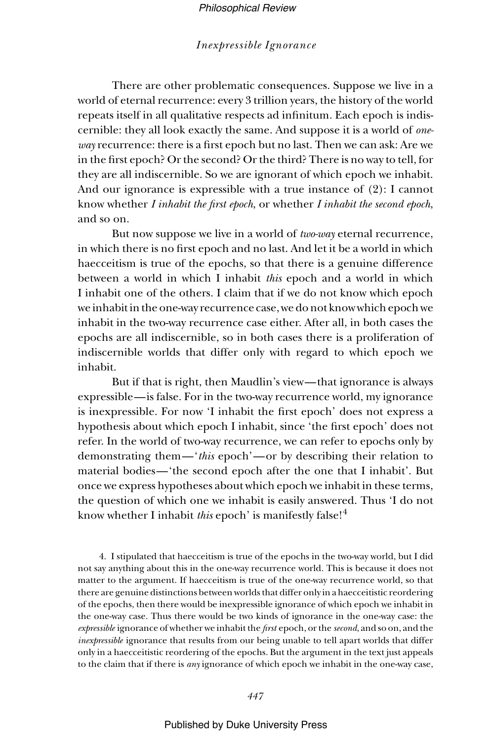There are other problematic consequences. Suppose we live in a world of eternal recurrence: every 3 trillion years, the history of the world repeats itself in all qualitative respects ad infinitum. Each epoch is indiscernible: they all look exactly the same. And suppose it is a world of *one-way* recurrence: there is a first epoch but no last. Then we can ask: Are we in the first epoch? Or the second? Or the third? There is no way to tell, for they are all indiscernible. So we are ignorant of which epoch we inhabit. And our ignorance is expressible with a true instance of (2): I cannot know whether *I inhabit the first epoch*, or whether *I inhabit the second epoch*, and so on.

But now suppose we live in a world of *two-way* eternal recurrence, in which there is no first epoch and no last. And let it be a world in which haecceitism is true of the epochs, so that there is a genuine difference between a world in which I inhabit *this* epoch and a world in which I inhabit one of the others. I claim that if we do not know which epoch we inhabit in the one-way recurrence case, we do not know which epoch we inhabit in the two-way recurrence case either. After all, in both cases the epochs are all indiscernible, so in both cases there is a proliferation of indiscernible worlds that differ only with regard to which epoch we inhabit.

But if that is right, then Maudlin's view—that ignorance is always expressible—is false. For in the two-way recurrence world, my ignorance is inexpressible. For now 'I inhabit the first epoch' does not express a hypothesis about which epoch I inhabit, since 'the first epoch' does not refer. In the world of two-way recurrence, we can refer to epochs only by demonstrating them—'*this* epoch'—or by describing their relation to material bodies—'the second epoch after the one that I inhabit'. But once we express hypotheses about which epoch we inhabit in these terms, the question of which one we inhabit is easily answered. Thus 'I do not know whether I inhabit *this* epoch' is manifestly false![4]

4. I stipulated that haecceitism is true of the epochs in the two-way world, but I did not say anything about this in the one-way recurrence world. This is because it does not matter to the argument. If haecceitism is true of the one-way recurrence world, so that there are genuine distinctions between worlds that differ only in a haecceitistic reordering of the epochs, then there would be inexpressible ignorance of which epoch we inhabit in the one-way case. Thus there would be two kinds of ignorance in the one-way case: the *expressible* ignorance of whether we inhabit the *first* epoch, or the *second*, and so on, and the *inexpressible* ignorance that results from our being unable to tell apart worlds that differ only in a haecceitistic reordering of the epochs. But the argument in the text just appeals to the claim that if there is *any* ignorance of which epoch we inhabit in the one-way case,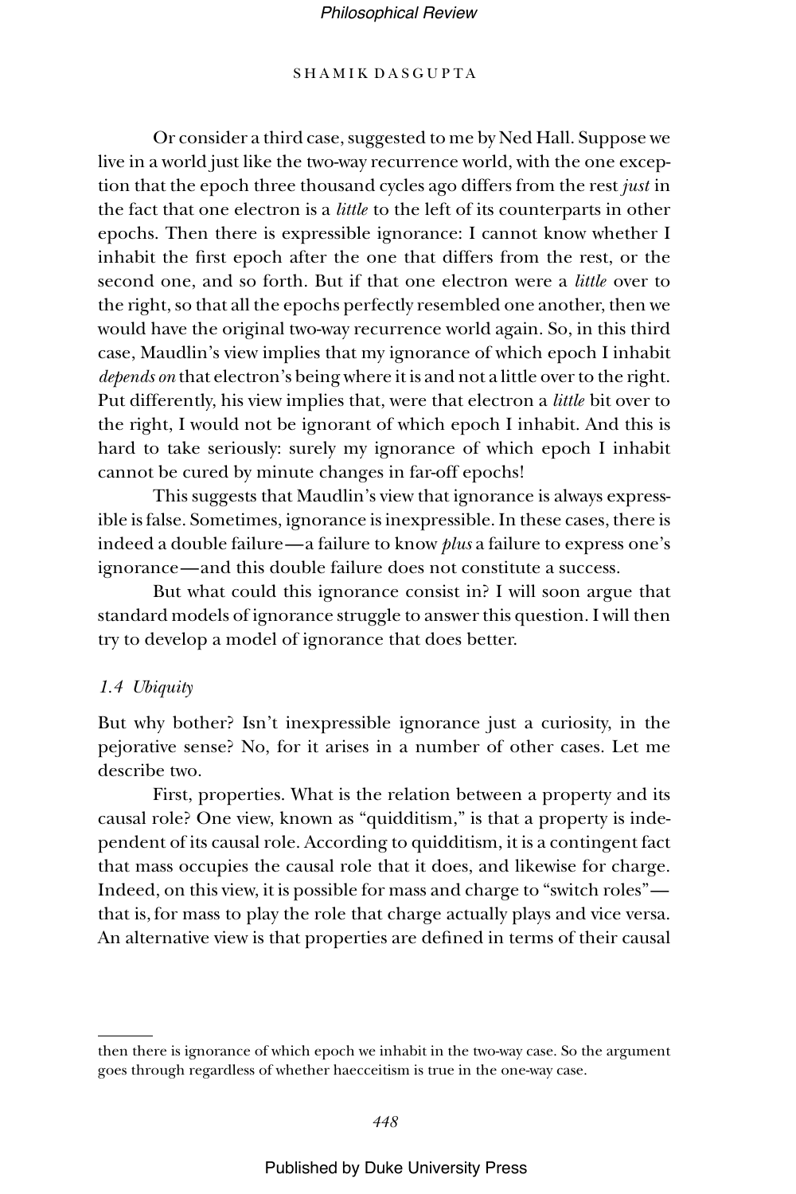Or consider a third case, suggested to me by Ned Hall. Suppose we live in a world just like the two-way recurrence world, with the one exception that the epoch three thousand cycles ago differs from the rest *just* in the fact that one electron is a *little* to the left of its counterparts in other epochs. Then there is expressible ignorance: I cannot know whether I inhabit the first epoch after the one that differs from the rest, or the second one, and so forth. But if that one electron were a *little* over to the right, so that all the epochs perfectly resembled one another, then we would have the original two-way recurrence world again. So, in this third case, Maudlin's view implies that my ignorance of which epoch I inhabit *depends on* that electron's being where it is and not a little over to the right. Put differently, his view implies that, were that electron a *little* bit over to the right, I would not be ignorant of which epoch I inhabit. And this is hard to take seriously: surely my ignorance of which epoch I inhabit cannot be cured by minute changes in far-off epochs!

This suggests that Maudlin's view that ignorance is always expressible is false. Sometimes, ignorance is inexpressible. In these cases, there is indeed a double failure—a failure to know *plus* a failure to express one's ignorance—and this double failure does not constitute a success.

But what could this ignorance consist in? I will soon argue that standard models of ignorance struggle to answer this question. I will then try to develop a model of ignorance that does better.

### *1.4 Ubiquity*

But why bother? Isn't inexpressible ignorance just a curiosity, in the pejorative sense? No, for it arises in a number of other cases. Let me describe two.

First, properties. What is the relation between a property and its causal role? One view, known as "quidditism," is that a property is independent of its causal role. According to quidditism, it is a contingent fact that mass occupies the causal role that it does, and likewise for charge. Indeed, on this view, it is possible for mass and charge to "switch roles"—that is, for mass to play the role that charge actually plays and vice versa. An alternative view is that properties are defined in terms of their causal

---

then there is ignorance of which epoch we inhabit in the two-way case. So the argument goes through regardless of whether haecceitism is true in the one-way case.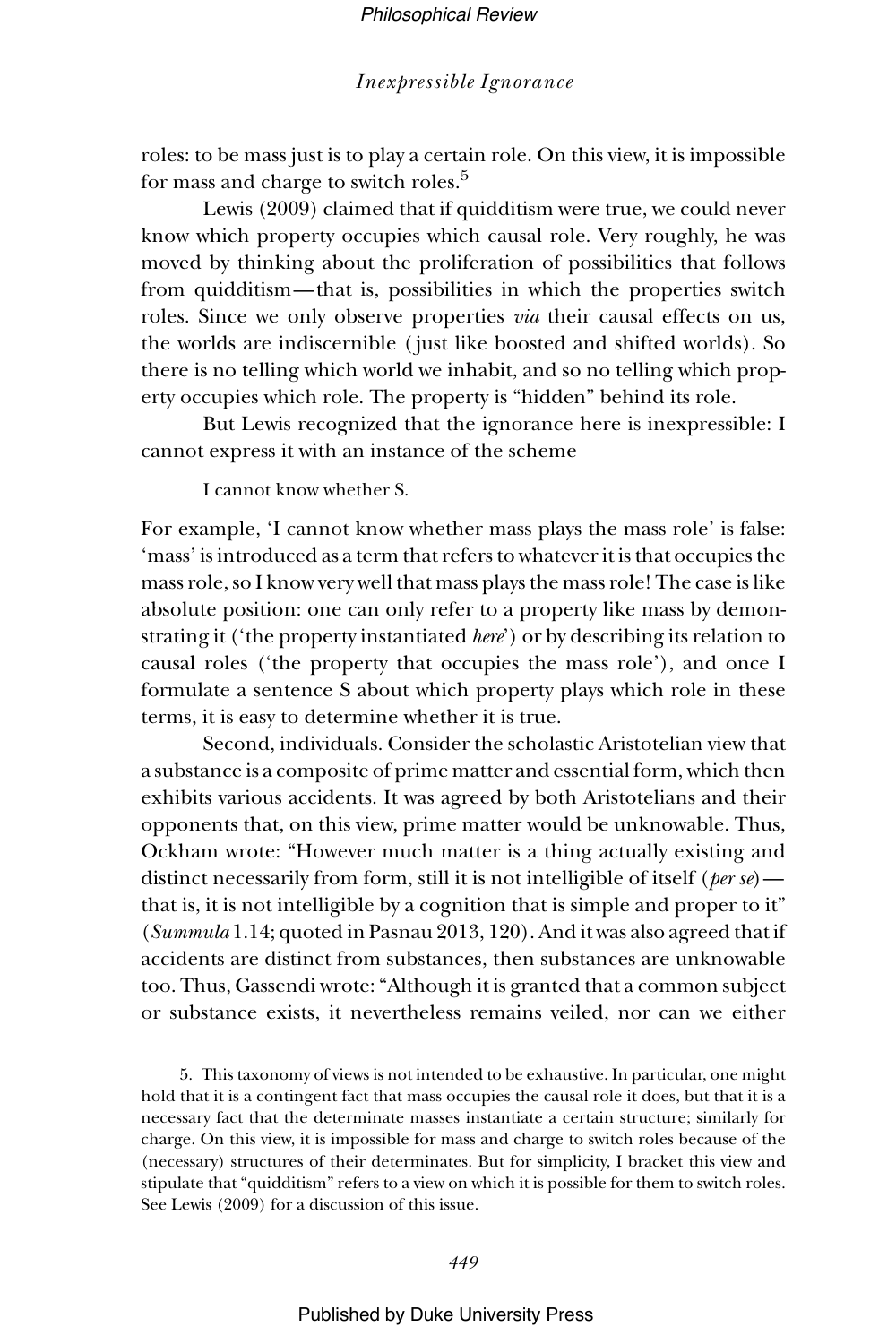roles: to be mass just is to play a certain role. On this view, it is impossible for mass and charge to switch roles.[5]

Lewis (2009) claimed that if quidditism were true, we could never know which property occupies which causal role. Very roughly, he was moved by thinking about the proliferation of possibilities that follows from quidditism—that is, possibilities in which the properties switch roles. Since we only observe properties *via* their causal effects on us, the worlds are indiscernible (just like boosted and shifted worlds). So there is no telling which world we inhabit, and so no telling which property occupies which role. The property is "hidden" behind its role.

But Lewis recognized that the ignorance here is inexpressible: I cannot express it with an instance of the scheme

> I cannot know whether S.

For example, 'I cannot know whether mass plays the mass role' is false: 'mass' is introduced as a term that refers to whatever it is that occupies the mass role, so I know very well that mass plays the mass role! The case is like absolute position: one can only refer to a property like mass by demonstrating it ('the property instantiated *here*') or by describing its relation to causal roles ('the property that occupies the mass role'), and once I formulate a sentence S about which property plays which role in these terms, it is easy to determine whether it is true.

Second, individuals. Consider the scholastic Aristotelian view that a substance is a composite of prime matter and essential form, which then exhibits various accidents. It was agreed by both Aristotelians and their opponents that, on this view, prime matter would be unknowable. Thus, Ockham wrote: "However much matter is a thing actually existing and distinct necessarily from form, still it is not intelligible of itself (*per se*)—that is, it is not intelligible by a cognition that is simple and proper to it" (*Summula* 1.14; quoted in Pasnau 2013, 120). And it was also agreed that if accidents are distinct from substances, then substances are unknowable too. Thus, Gassendi wrote: "Although it is granted that a common subject or substance exists, it nevertheless remains veiled, nor can we either

5. This taxonomy of views is not intended to be exhaustive. In particular, one might hold that it is a contingent fact that mass occupies the causal role it does, but that it is a necessary fact that the determinate masses instantiate a certain structure; similarly for charge. On this view, it is impossible for mass and charge to switch roles because of the (necessary) structures of their determinates. But for simplicity, I bracket this view and stipulate that "quidditism" refers to a view on which it is possible for them to switch roles. See Lewis (2009) for a discussion of this issue.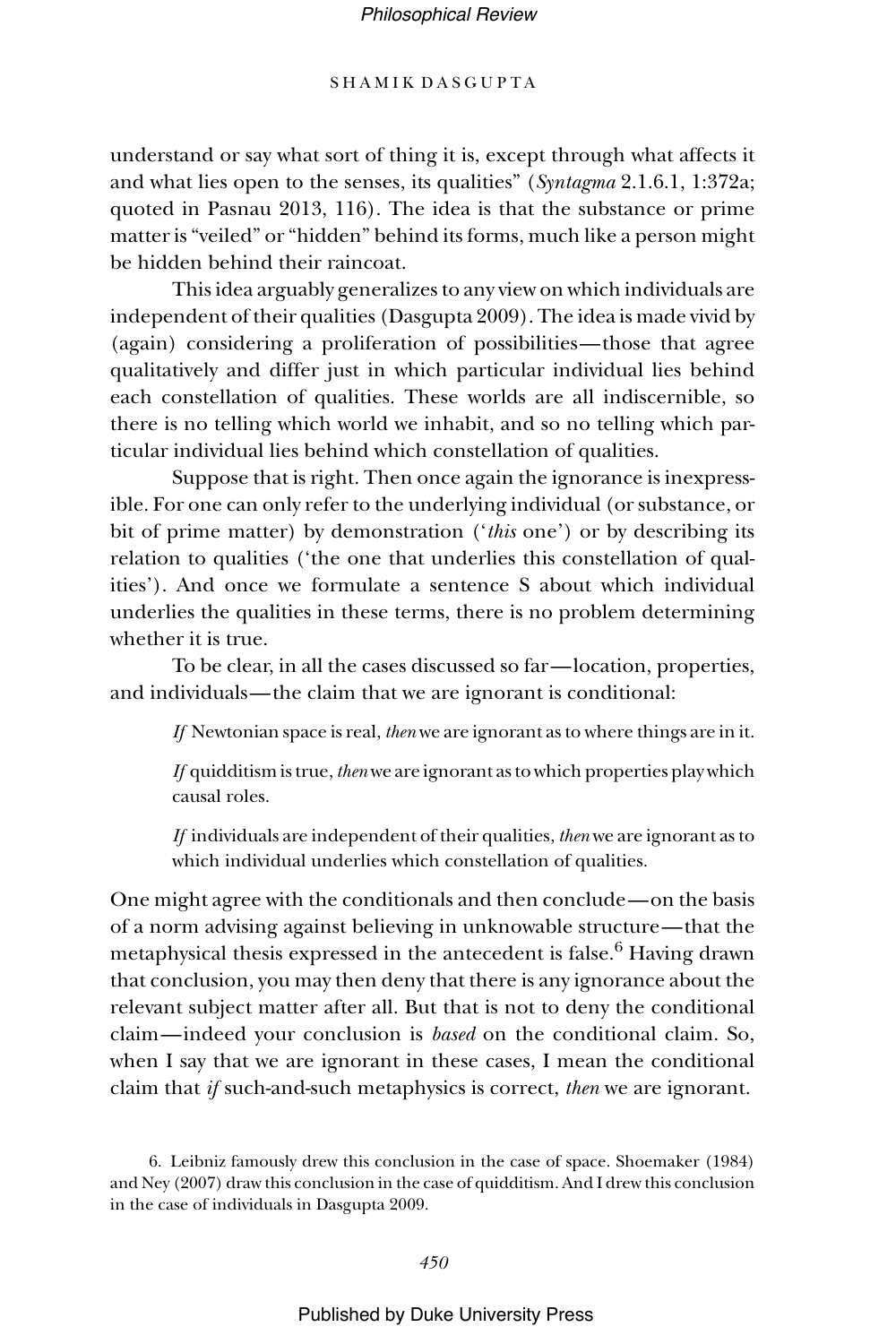understand or say what sort of thing it is, except through what affects it and what lies open to the senses, its qualities" (*Syntagma* 2.1.6.1, 1:372a; quoted in Pasnau 2013, 116). The idea is that the substance or prime matter is "veiled" or "hidden" behind its forms, much like a person might be hidden behind their raincoat.

This idea arguably generalizes to any view on which individuals are independent of their qualities (Dasgupta 2009). The idea is made vivid by (again) considering a proliferation of possibilities—those that agree qualitatively and differ just in which particular individual lies behind each constellation of qualities. These worlds are all indiscernible, so there is no telling which world we inhabit, and so no telling which particular individual lies behind which constellation of qualities.

Suppose that is right. Then once again the ignorance is inexpressible. For one can only refer to the underlying individual (or substance, or bit of prime matter) by demonstration ('*this* one') or by describing its relation to qualities ('the one that underlies this constellation of qualities'). And once we formulate a sentence S about which individual underlies the qualities in these terms, there is no problem determining whether it is true.

To be clear, in all the cases discussed so far—location, properties, and individuals—the claim that we are ignorant is conditional:

> *If* Newtonian space is real, *then* we are ignorant as to where things are in it.
>
> *If* quidditism is true, *then* we are ignorant as to which properties play which causal roles.
>
> *If* individuals are independent of their qualities, *then* we are ignorant as to which individual underlies which constellation of qualities.

One might agree with the conditionals and then conclude—on the basis of a norm advising against believing in unknowable structure—that the metaphysical thesis expressed in the antecedent is false.[6] Having drawn that conclusion, you may then deny that there is any ignorance about the relevant subject matter after all. But that is not to deny the conditional claim—indeed your conclusion is *based* on the conditional claim. So, when I say that we are ignorant in these cases, I mean the conditional claim that *if* such-and-such metaphysics is correct, *then* we are ignorant.

6. Leibniz famously drew this conclusion in the case of space. Shoemaker (1984) and Ney (2007) draw this conclusion in the case of quidditism. And I drew this conclusion in the case of individuals in Dasgupta 2009.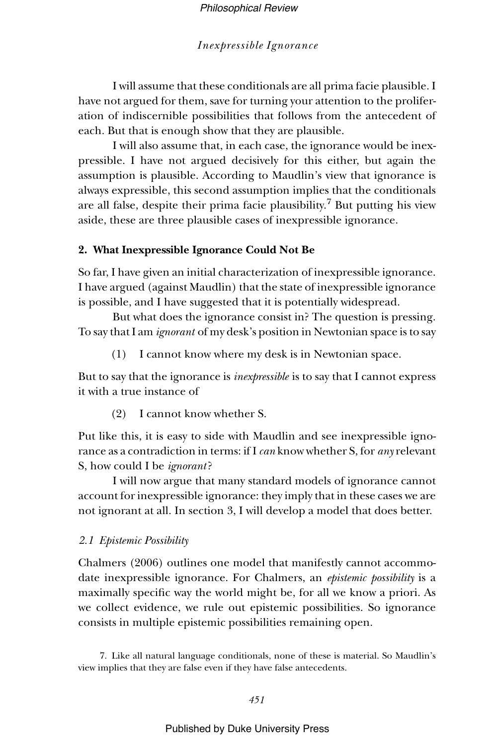I will assume that these conditionals are all prima facie plausible. I have not argued for them, save for turning your attention to the proliferation of indiscernible possibilities that follows from the antecedent of each. But that is enough show that they are plausible.

I will also assume that, in each case, the ignorance would be inexpressible. I have not argued decisively for this either, but again the assumption is plausible. According to Maudlin's view that ignorance is always expressible, this second assumption implies that the conditionals are all false, despite their prima facie plausibility.[7] But putting his view aside, these are three plausible cases of inexpressible ignorance.

## 2. What Inexpressible Ignorance Could Not Be

So far, I have given an initial characterization of inexpressible ignorance. I have argued (against Maudlin) that the state of inexpressible ignorance is possible, and I have suggested that it is potentially widespread.

But what does the ignorance consist in? The question is pressing. To say that I am *ignorant* of my desk's position in Newtonian space is to say

(1) I cannot know where my desk is in Newtonian space.

But to say that the ignorance is *inexpressible* is to say that I cannot express it with a true instance of

(2) I cannot know whether S.

Put like this, it is easy to side with Maudlin and see inexpressible ignorance as a contradiction in terms: if I *can* know whether S, for *any* relevant S, how could I be *ignorant*?

I will now argue that many standard models of ignorance cannot account for inexpressible ignorance: they imply that in these cases we are not ignorant at all. In section 3, I will develop a model that does better.

### 2.1 Epistemic Possibility

Chalmers (2006) outlines one model that manifestly cannot accommodate inexpressible ignorance. For Chalmers, an *epistemic possibility* is a maximally specific way the world might be, for all we know a priori. As we collect evidence, we rule out epistemic possibilities. So ignorance consists in multiple epistemic possibilities remaining open.

7. Like all natural language conditionals, none of these is material. So Maudlin's view implies that they are false even if they have false antecedents.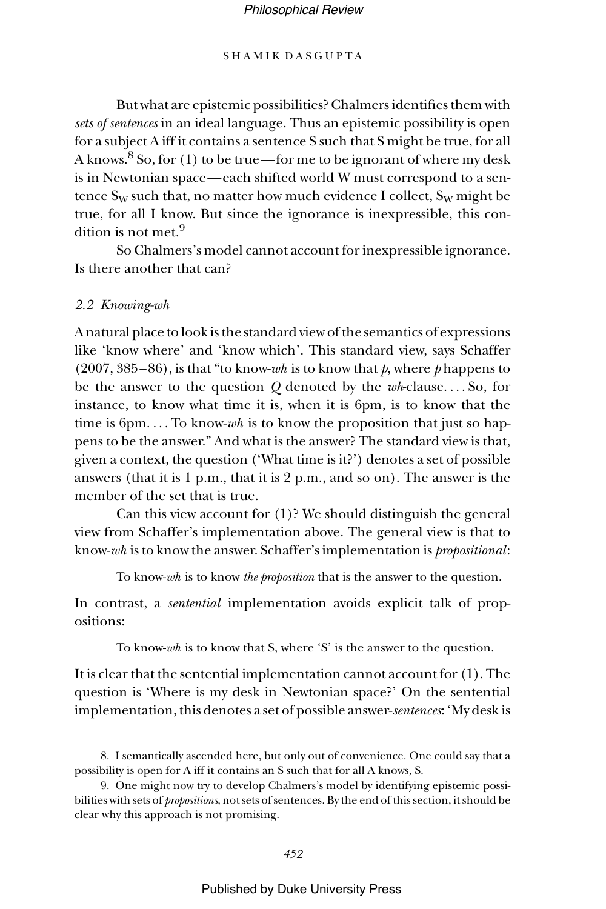But what are epistemic possibilities? Chalmers identifies them with *sets of sentences* in an ideal language. Thus an epistemic possibility is open for a subject A iff it contains a sentence S such that S might be true, for all A knows.[8] So, for (1) to be true—for me to be ignorant of where my desk is in Newtonian space—each shifted world W must correspond to a sentence $S_W$ such that, no matter how much evidence I collect, $S_W$ might be true, for all I know. But since the ignorance is inexpressible, this condition is not met.[9]

So Chalmers's model cannot account for inexpressible ignorance. Is there another that can?

### 2.2 Knowing-wh

A natural place to look is the standard view of the semantics of expressions like 'know where' and 'know which'. This standard view, says Schaffer (2007, 385–86), is that "to know-*wh* is to know that *p*, where *p* happens to be the answer to the question *Q* denoted by the *wh*-clause. . . . So, for instance, to know what time it is, when it is 6pm, is to know that the time is 6pm. . . . To know-*wh* is to know the proposition that just so happens to be the answer." And what is the answer? The standard view is that, given a context, the question ('What time is it?') denotes a set of possible answers (that it is 1 p.m., that it is 2 p.m., and so on). The answer is the member of the set that is true.

Can this view account for (1)? We should distinguish the general view from Schaffer's implementation above. The general view is that to know-*wh* is to know the answer. Schaffer's implementation is *propositional*:

> To know-*wh* is to know *the proposition* that is the answer to the question.

In contrast, a *sentential* implementation avoids explicit talk of propositions:

> To know-*wh* is to know that S, where 'S' is the answer to the question.

It is clear that the sentential implementation cannot account for (1). The question is 'Where is my desk in Newtonian space?' On the sentential implementation, this denotes a set of possible answer-*sentences*: 'My desk is

8. I semantically ascended here, but only out of convenience. One could say that a possibility is open for A iff it contains an S such that for all A knows, S.

9. One might now try to develop Chalmers's model by identifying epistemic possibilities with sets of *propositions*, not sets of sentences. By the end of this section, it should be clear why this approach is not promising.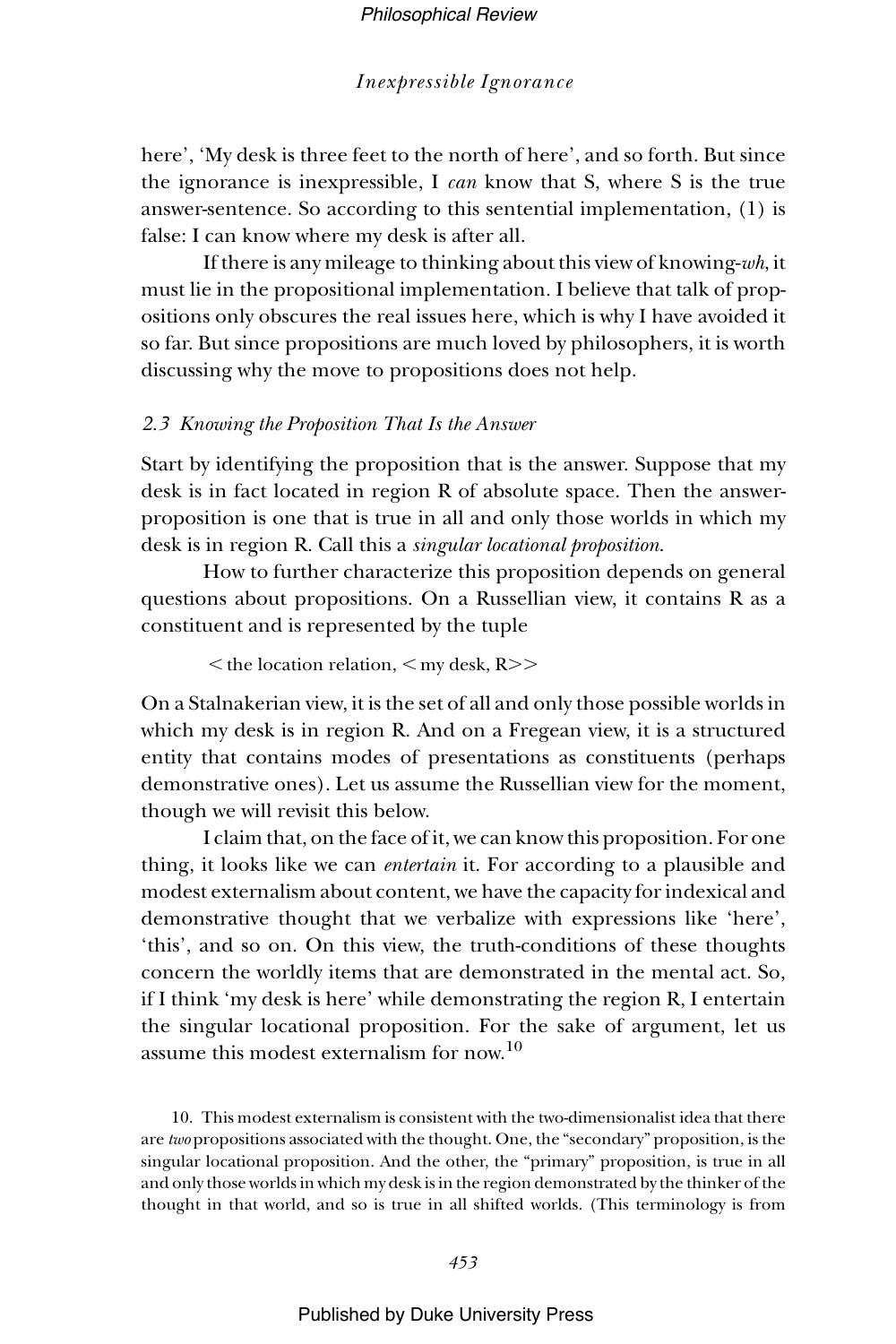here', 'My desk is three feet to the north of here', and so forth. But since the ignorance is inexpressible, I *can* know that S, where S is the true answer-sentence. So according to this sentential implementation, (1) is false: I can know where my desk is after all.

If there is any mileage to thinking about this view of knowing-*wh*, it must lie in the propositional implementation. I believe that talk of propositions only obscures the real issues here, which is why I have avoided it so far. But since propositions are much loved by philosophers, it is worth discussing why the move to propositions does not help.

### 2.3 Knowing the Proposition That Is the Answer

Start by identifying the proposition that is the answer. Suppose that my desk is in fact located in region R of absolute space. Then the answer-proposition is one that is true in all and only those worlds in which my desk is in region R. Call this a *singular locational proposition*.

How to further characterize this proposition depends on general questions about propositions. On a Russellian view, it contains R as a constituent and is represented by the tuple

< the location relation, < my desk, R>>

On a Stalnakerian view, it is the set of all and only those possible worlds in which my desk is in region R. And on a Fregean view, it is a structured entity that contains modes of presentations as constituents (perhaps demonstrative ones). Let us assume the Russellian view for the moment, though we will revisit this below.

I claim that, on the face of it, we can know this proposition. For one thing, it looks like we can *entertain* it. For according to a plausible and modest externalism about content, we have the capacity for indexical and demonstrative thought that we verbalize with expressions like 'here', 'this', and so on. On this view, the truth-conditions of these thoughts concern the worldly items that are demonstrated in the mental act. So, if I think 'my desk is here' while demonstrating the region R, I entertain the singular locational proposition. For the sake of argument, let us assume this modest externalism for now.[10]

10. This modest externalism is consistent with the two-dimensionalist idea that there are *two* propositions associated with the thought. One, the "secondary" proposition, is the singular locational proposition. And the other, the "primary" proposition, is true in all and only those worlds in which my desk is in the region demonstrated by the thinker of the thought in that world, and so is true in all shifted worlds. (This terminology is from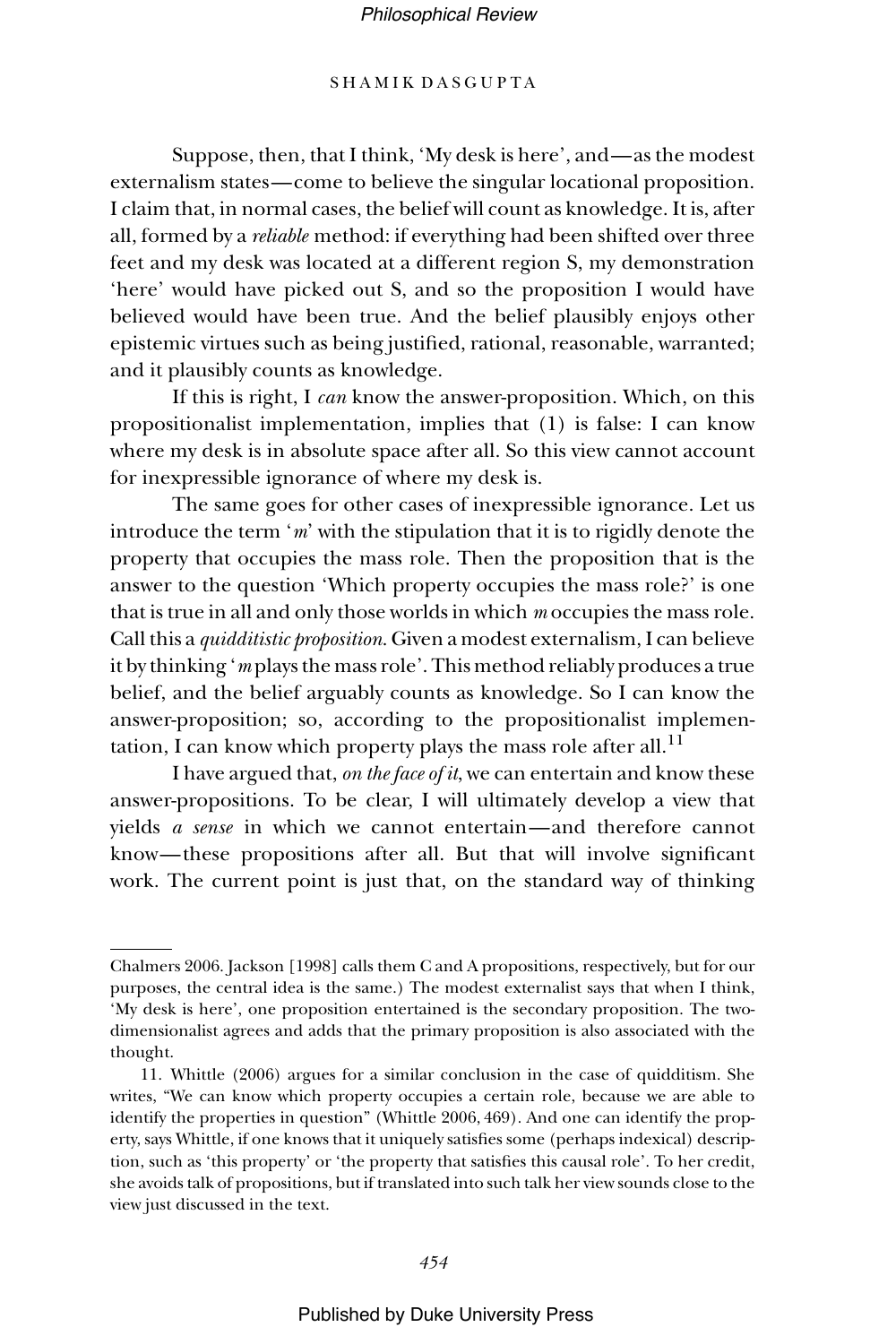Suppose, then, that I think, ‘My desk is here’, and—as the modest externalism states—come to believe the singular locational proposition. I claim that, in normal cases, the belief will count as knowledge. It is, after all, formed by a *reliable* method: if everything had been shifted over three feet and my desk was located at a different region S, my demonstration ‘here’ would have picked out S, and so the proposition I would have believed would have been true. And the belief plausibly enjoys other epistemic virtues such as being justified, rational, reasonable, warranted; and it plausibly counts as knowledge.

If this is right, I *can* know the answer-proposition. Which, on this propositionalist implementation, implies that (1) is false: I can know where my desk is in absolute space after all. So this view cannot account for inexpressible ignorance of where my desk is.

The same goes for other cases of inexpressible ignorance. Let us introduce the term ‘*m*’ with the stipulation that it is to rigidly denote the property that occupies the mass role. Then the proposition that is the answer to the question ‘Which property occupies the mass role?’ is one that is true in all and only those worlds in which *m* occupies the mass role. Call this a *quidditistic proposition*. Given a modest externalism, I can believe it by thinking ‘*m* plays the mass role’. This method reliably produces a true belief, and the belief arguably counts as knowledge. So I can know the answer-proposition; so, according to the propositionalist implementation, I can know which property plays the mass role after all.[11]

I have argued that, *on the face of it*, we can entertain and know these answer-propositions. To be clear, I will ultimately develop a view that yields *a sense* in which we cannot entertain—and therefore cannot know—these propositions after all. But that will involve significant work. The current point is just that, on the standard way of thinking

---

Chalmers 2006. Jackson [1998] calls them C and A propositions, respectively, but for our purposes, the central idea is the same.) The modest externalist says that when I think, ‘My desk is here’, one proposition entertained is the secondary proposition. The two-dimensionalist agrees and adds that the primary proposition is also associated with the thought.

11. Whittle (2006) argues for a similar conclusion in the case of quidditism. She writes, “We can know which property occupies a certain role, because we are able to identify the properties in question” (Whittle 2006, 469). And one can identify the property, says Whittle, if one knows that it uniquely satisfies some (perhaps indexical) description, such as ‘this property’ or ‘the property that satisfies this causal role’. To her credit, she avoids talk of propositions, but if translated into such talk her view sounds close to the view just discussed in the text.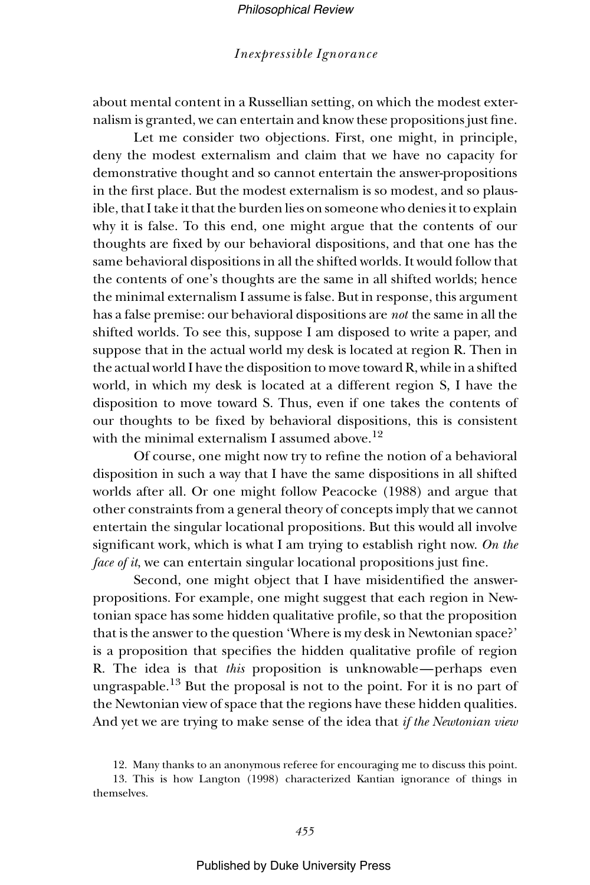about mental content in a Russellian setting, on which the modest externalism is granted, we can entertain and know these propositions just fine.

Let me consider two objections. First, one might, in principle, deny the modest externalism and claim that we have no capacity for demonstrative thought and so cannot entertain the answer-propositions in the first place. But the modest externalism is so modest, and so plausible, that I take it that the burden lies on someone who denies it to explain why it is false. To this end, one might argue that the contents of our thoughts are fixed by our behavioral dispositions, and that one has the same behavioral dispositions in all the shifted worlds. It would follow that the contents of one's thoughts are the same in all shifted worlds; hence the minimal externalism I assume is false. But in response, this argument has a false premise: our behavioral dispositions are *not* the same in all the shifted worlds. To see this, suppose I am disposed to write a paper, and suppose that in the actual world my desk is located at region R. Then in the actual world I have the disposition to move toward R, while in a shifted world, in which my desk is located at a different region S, I have the disposition to move toward S. Thus, even if one takes the contents of our thoughts to be fixed by behavioral dispositions, this is consistent with the minimal externalism I assumed above.[12]

Of course, one might now try to refine the notion of a behavioral disposition in such a way that I have the same dispositions in all shifted worlds after all. Or one might follow Peacocke (1988) and argue that other constraints from a general theory of concepts imply that we cannot entertain the singular locational propositions. But this would all involve significant work, which is what I am trying to establish right now. *On the face of it*, we can entertain singular locational propositions just fine.

Second, one might object that I have misidentified the answer-propositions. For example, one might suggest that each region in Newtonian space has some hidden qualitative profile, so that the proposition that is the answer to the question 'Where is my desk in Newtonian space?' is a proposition that specifies the hidden qualitative profile of region R. The idea is that *this* proposition is unknowable—perhaps even ungraspable.[13] But the proposal is not to the point. For it is no part of the Newtonian view of space that the regions have these hidden qualities. And yet we are trying to make sense of the idea that *if the Newtonian view*

12. Many thanks to an anonymous referee for encouraging me to discuss this point.

13. This is how Langton (1998) characterized Kantian ignorance of things in themselves.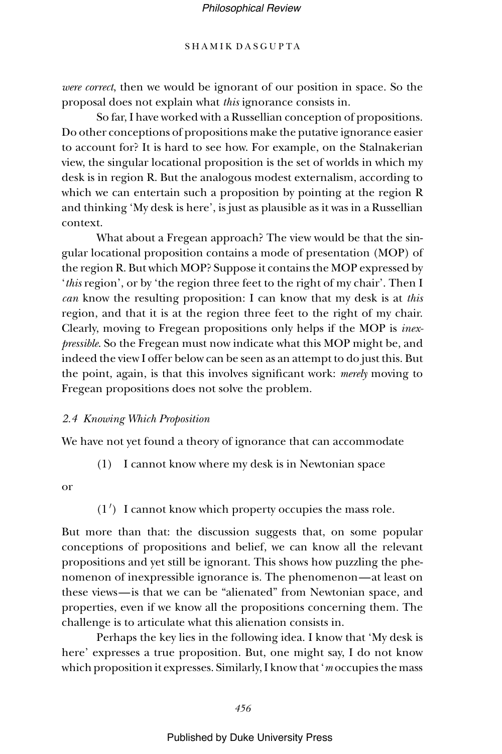*were correct*, then we would be ignorant of our position in space. So the proposal does not explain what *this* ignorance consists in.

So far, I have worked with a Russellian conception of propositions. Do other conceptions of propositions make the putative ignorance easier to account for? It is hard to see how. For example, on the Stalnakerian view, the singular locational proposition is the set of worlds in which my desk is in region R. But the analogous modest externalism, according to which we can entertain such a proposition by pointing at the region R and thinking 'My desk is here', is just as plausible as it was in a Russellian context.

What about a Fregean approach? The view would be that the singular locational proposition contains a mode of presentation (MOP) of the region R. But which MOP? Suppose it contains the MOP expressed by '*this* region', or by 'the region three feet to the right of my chair'. Then I *can* know the resulting proposition: I can know that my desk is at *this* region, and that it is at the region three feet to the right of my chair. Clearly, moving to Fregean propositions only helps if the MOP is *inexpressible*. So the Fregean must now indicate what this MOP might be, and indeed the view I offer below can be seen as an attempt to do just this. But the point, again, is that this involves significant work: *merely* moving to Fregean propositions does not solve the problem.

### *2.4 Knowing Which Proposition*

We have not yet found a theory of ignorance that can accommodate

> (1) I cannot know where my desk is in Newtonian space

or

> (1′) I cannot know which property occupies the mass role.

But more than that: the discussion suggests that, on some popular conceptions of propositions and belief, we can know all the relevant propositions and yet still be ignorant. This shows how puzzling the phenomenon of inexpressible ignorance is. The phenomenon—at least on these views—is that we can be "alienated" from Newtonian space, and properties, even if we know all the propositions concerning them. The challenge is to articulate what this alienation consists in.

Perhaps the key lies in the following idea. I know that 'My desk is here' expresses a true proposition. But, one might say, I do not know which proposition it expresses. Similarly, I know that '*m* occupies the mass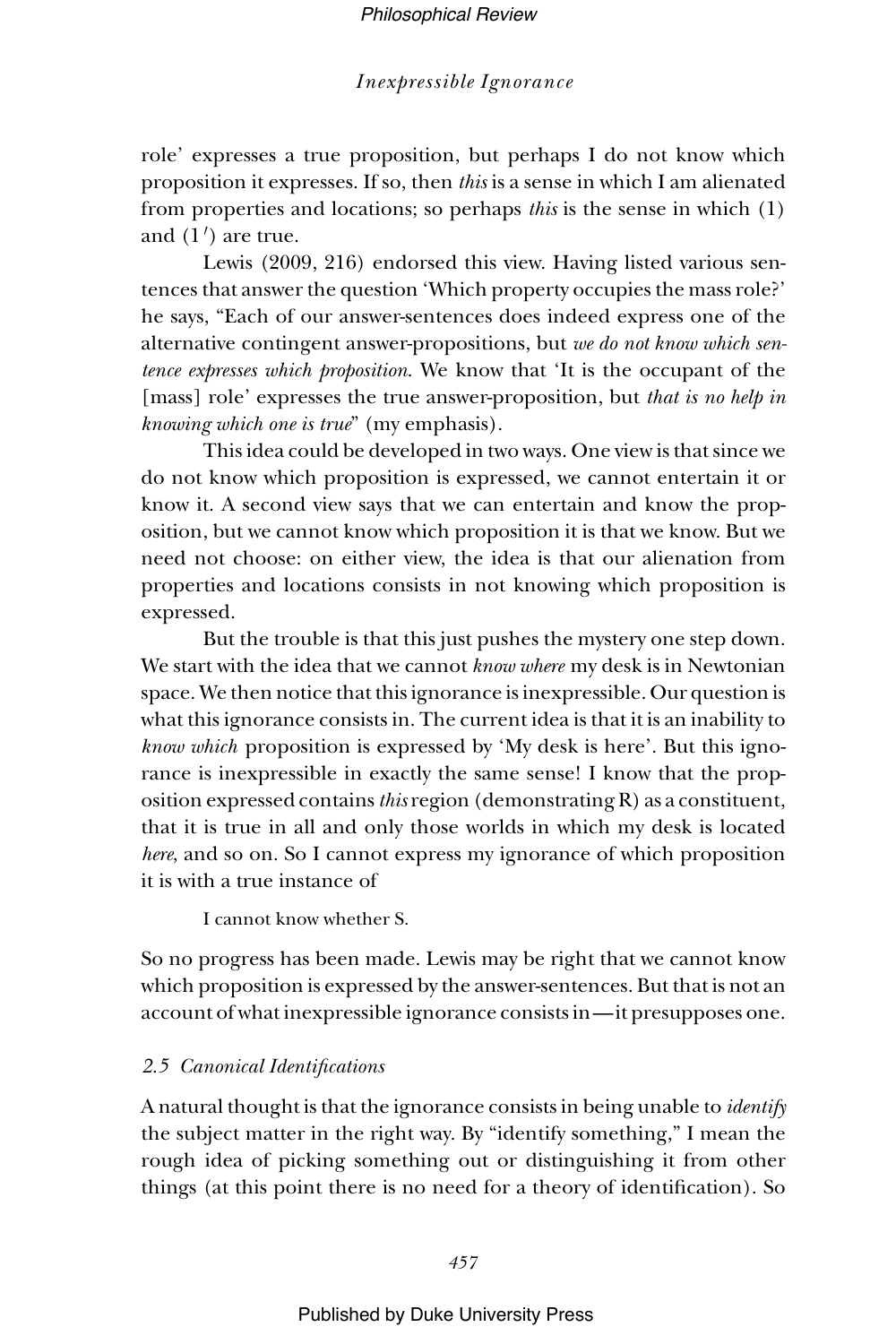role' expresses a true proposition, but perhaps I do not know which proposition it expresses. If so, then *this* is a sense in which I am alienated from properties and locations; so perhaps *this* is the sense in which (1) and (1′) are true.

Lewis (2009, 216) endorsed this view. Having listed various sentences that answer the question 'Which property occupies the mass role?' he says, "Each of our answer-sentences does indeed express one of the alternative contingent answer-propositions, but *we do not know which sentence expresses which proposition.* We know that 'It is the occupant of the [mass] role' expresses the true answer-proposition, but *that is no help in knowing which one is true*" (my emphasis).

This idea could be developed in two ways. One view is that since we do not know which proposition is expressed, we cannot entertain it or know it. A second view says that we can entertain and know the proposition, but we cannot know which proposition it is that we know. But we need not choose: on either view, the idea is that our alienation from properties and locations consists in not knowing which proposition is expressed.

But the trouble is that this just pushes the mystery one step down. We start with the idea that we cannot *know where* my desk is in Newtonian space. We then notice that this ignorance is inexpressible. Our question is what this ignorance consists in. The current idea is that it is an inability to *know which* proposition is expressed by 'My desk is here'. But this ignorance is inexpressible in exactly the same sense! I know that the proposition expressed contains *this* region (demonstrating R) as a constituent, that it is true in all and only those worlds in which my desk is located *here*, and so on. So I cannot express my ignorance of which proposition it is with a true instance of

> I cannot know whether S.

So no progress has been made. Lewis may be right that we cannot know which proposition is expressed by the answer-sentences. But that is not an account of what inexpressible ignorance consists in—it presupposes one.

### 2.5 Canonical Identifications

A natural thought is that the ignorance consists in being unable to *identify* the subject matter in the right way. By "identify something," I mean the rough idea of picking something out or distinguishing it from other things (at this point there is no need for a theory of identification). So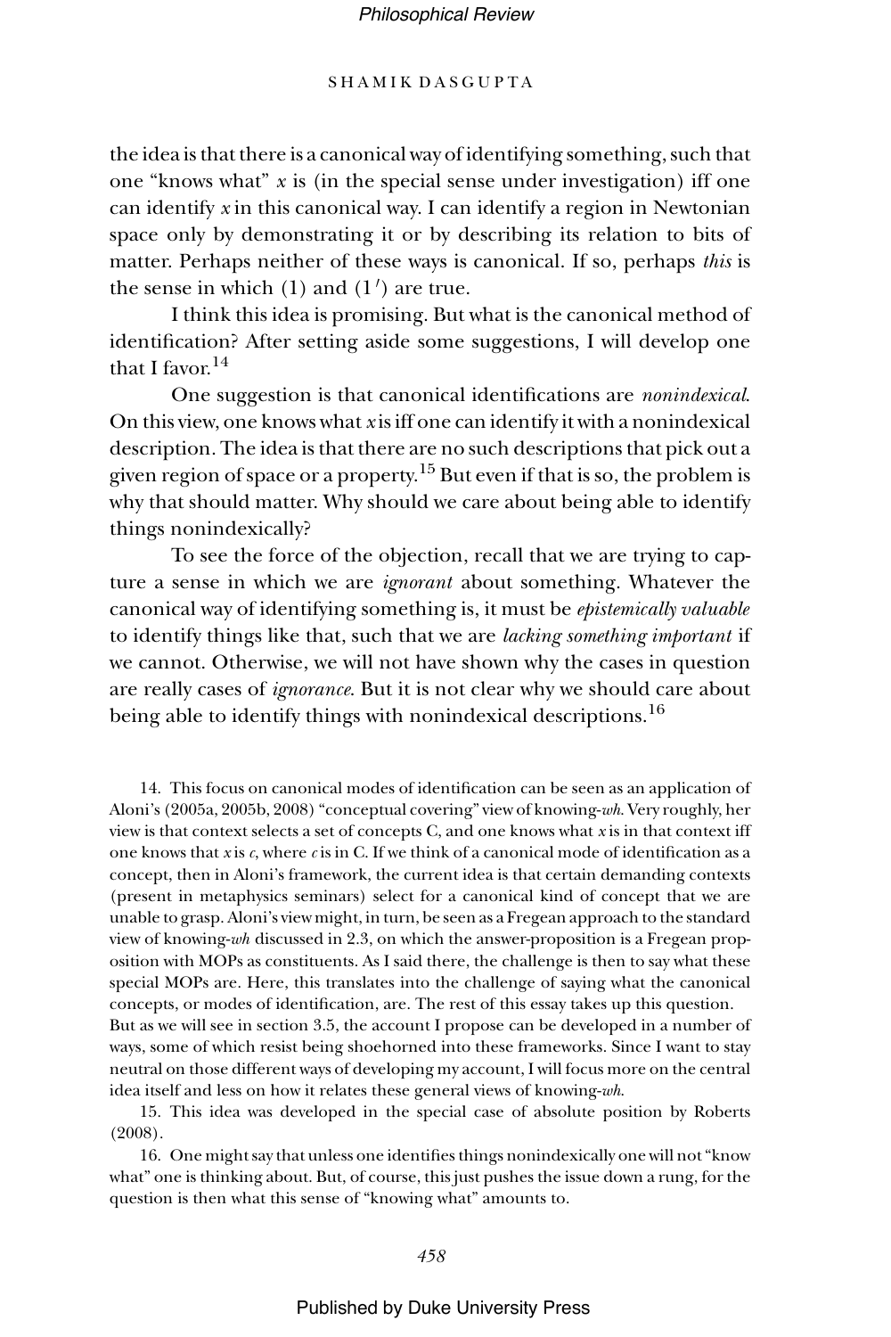the idea is that there is a canonical way of identifying something, such that one "knows what" *x* is (in the special sense under investigation) iff one can identify *x* in this canonical way. I can identify a region in Newtonian space only by demonstrating it or by describing its relation to bits of matter. Perhaps neither of these ways is canonical. If so, perhaps *this* is the sense in which (1) and (1′) are true.

I think this idea is promising. But what is the canonical method of identification? After setting aside some suggestions, I will develop one that I favor.[14]

One suggestion is that canonical identifications are *nonindexical*. On this view, one knows what *x* is iff one can identify it with a nonindexical description. The idea is that there are no such descriptions that pick out a given region of space or a property.[15] But even if that is so, the problem is why that should matter. Why should we care about being able to identify things nonindexically?

To see the force of the objection, recall that we are trying to capture a sense in which we are *ignorant* about something. Whatever the canonical way of identifying something is, it must be *epistemically valuable* to identify things like that, such that we are *lacking something important* if we cannot. Otherwise, we will not have shown why the cases in question are really cases of *ignorance*. But it is not clear why we should care about being able to identify things with nonindexical descriptions.[16]

14. This focus on canonical modes of identification can be seen as an application of Aloni's (2005a, 2005b, 2008) "conceptual covering" view of knowing-*wh*. Very roughly, her view is that context selects a set of concepts C, and one knows what *x* is in that context iff one knows that *x* is *c*, where *c* is in C. If we think of a canonical mode of identification as a concept, then in Aloni's framework, the current idea is that certain demanding contexts (present in metaphysics seminars) select for a canonical kind of concept that we are unable to grasp. Aloni's view might, in turn, be seen as a Fregean approach to the standard view of knowing-*wh* discussed in 2.3, on which the answer-proposition is a Fregean proposition with MOPs as constituents. As I said there, the challenge is then to say what these special MOPs are. Here, this translates into the challenge of saying what the canonical concepts, or modes of identification, are. The rest of this essay takes up this question. But as we will see in section 3.5, the account I propose can be developed in a number of ways, some of which resist being shoehorned into these frameworks. Since I want to stay neutral on those different ways of developing my account, I will focus more on the central idea itself and less on how it relates these general views of knowing-*wh*.

15. This idea was developed in the special case of absolute position by Roberts (2008).

16. One might say that unless one identifies things nonindexically one will not "know what" one is thinking about. But, of course, this just pushes the issue down a rung, for the question is then what this sense of "knowing what" amounts to.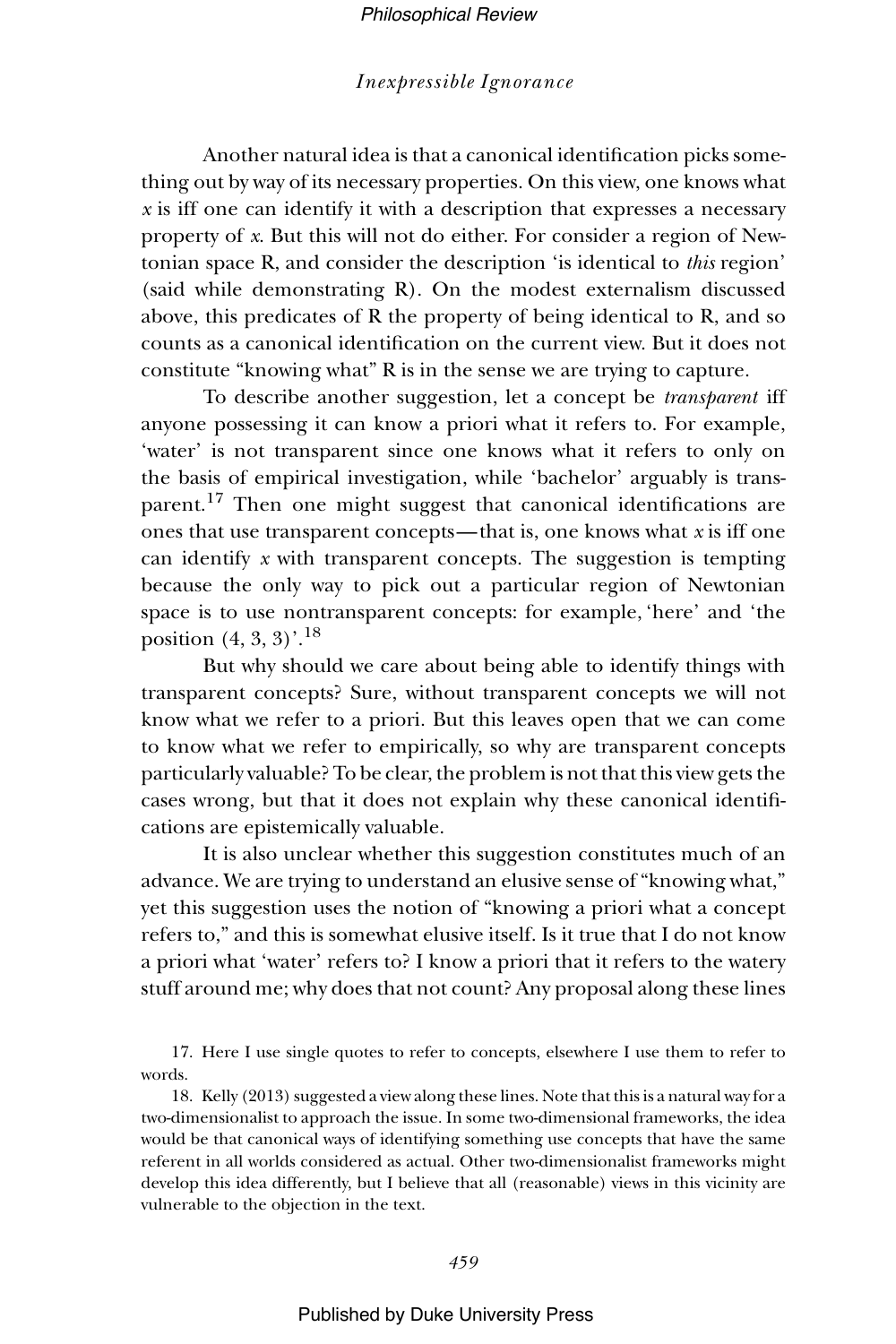Another natural idea is that a canonical identification picks something out by way of its necessary properties. On this view, one knows what *x* is iff one can identify it with a description that expresses a necessary property of *x*. But this will not do either. For consider a region of Newtonian space R, and consider the description 'is identical to *this* region' (said while demonstrating R). On the modest externalism discussed above, this predicates of R the property of being identical to R, and so counts as a canonical identification on the current view. But it does not constitute "knowing what" R is in the sense we are trying to capture.

To describe another suggestion, let a concept be *transparent* iff anyone possessing it can know a priori what it refers to. For example, 'water' is not transparent since one knows what it refers to only on the basis of empirical investigation, while 'bachelor' arguably is transparent.[17] Then one might suggest that canonical identifications are ones that use transparent concepts—that is, one knows what *x* is iff one can identify *x* with transparent concepts. The suggestion is tempting because the only way to pick out a particular region of Newtonian space is to use nontransparent concepts: for example, 'here' and 'the position (4, 3, 3)'.[18]

But why should we care about being able to identify things with transparent concepts? Sure, without transparent concepts we will not know what we refer to a priori. But this leaves open that we can come to know what we refer to empirically, so why are transparent concepts particularly valuable? To be clear, the problem is not that this view gets the cases wrong, but that it does not explain why these canonical identifications are epistemically valuable.

It is also unclear whether this suggestion constitutes much of an advance. We are trying to understand an elusive sense of "knowing what," yet this suggestion uses the notion of "knowing a priori what a concept refers to," and this is somewhat elusive itself. Is it true that I do not know a priori what 'water' refers to? I know a priori that it refers to the watery stuff around me; why does that not count? Any proposal along these lines

17. Here I use single quotes to refer to concepts, elsewhere I use them to refer to words.

18. Kelly (2013) suggested a view along these lines. Note that this is a natural way for a two-dimensionalist to approach the issue. In some two-dimensional frameworks, the idea would be that canonical ways of identifying something use concepts that have the same referent in all worlds considered as actual. Other two-dimensionalist frameworks might develop this idea differently, but I believe that all (reasonable) views in this vicinity are vulnerable to the objection in the text.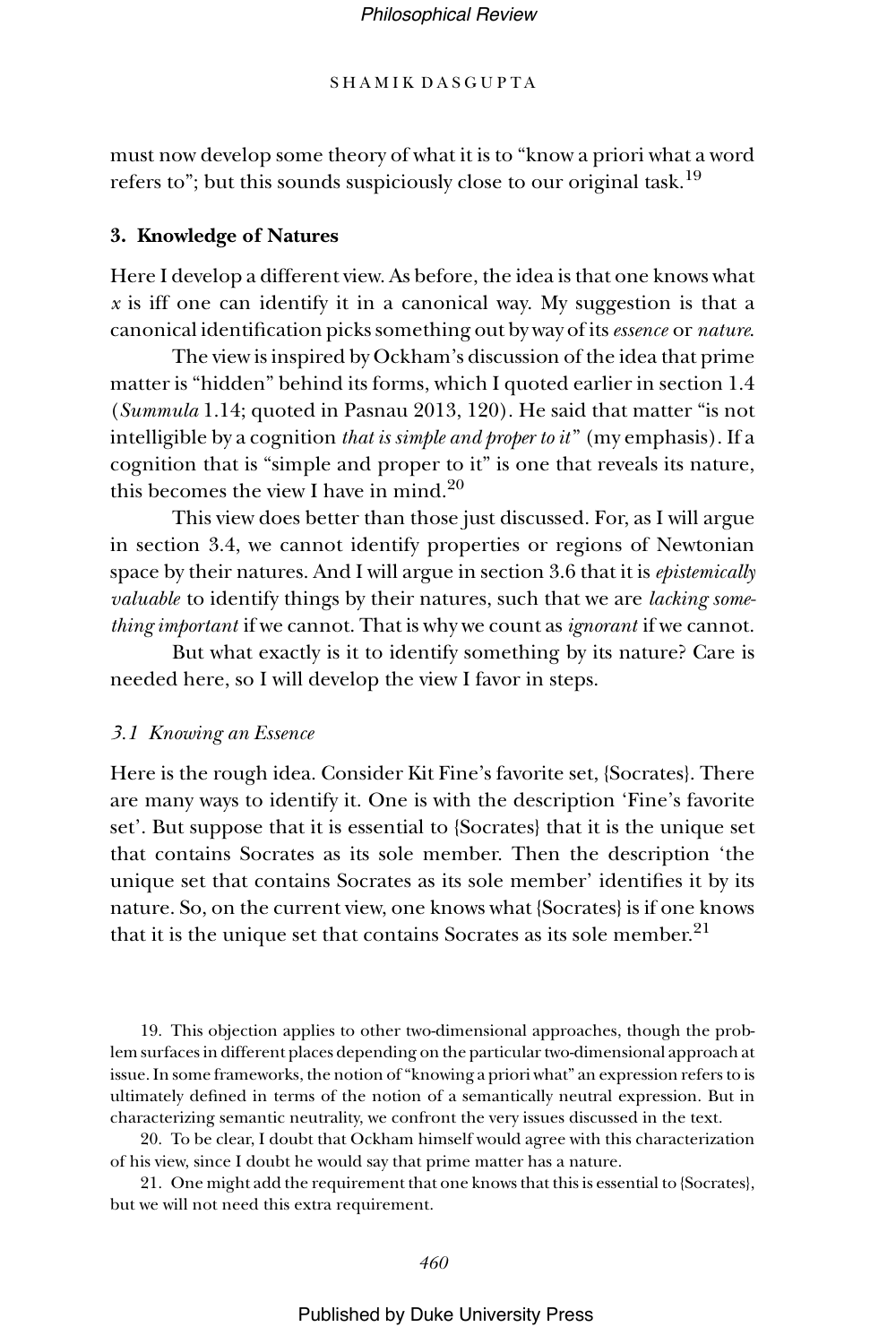must now develop some theory of what it is to "know a priori what a word refers to"; but this sounds suspiciously close to our original task.[19]

### 3. Knowledge of Natures

Here I develop a different view. As before, the idea is that one knows what $x$ is iff one can identify it in a canonical way. My suggestion is that a canonical identification picks something out by way of its *essence* or *nature*.

The view is inspired by Ockham's discussion of the idea that prime matter is "hidden" behind its forms, which I quoted earlier in section 1.4 (*Summula* 1.14; quoted in Pasnau 2013, 120). He said that matter "is not intelligible by a cognition *that is simple and proper to it*" (my emphasis). If a cognition that is "simple and proper to it" is one that reveals its nature, this becomes the view I have in mind.[20]

This view does better than those just discussed. For, as I will argue in section 3.4, we cannot identify properties or regions of Newtonian space by their natures. And I will argue in section 3.6 that it is *epistemically valuable* to identify things by their natures, such that we are *lacking something important* if we cannot. That is why we count as *ignorant* if we cannot.

But what exactly is it to identify something by its nature? Care is needed here, so I will develop the view I favor in steps.

#### *3.1 Knowing an Essence*

Here is the rough idea. Consider Kit Fine's favorite set, {Socrates}. There are many ways to identify it. One is with the description 'Fine's favorite set'. But suppose that it is essential to {Socrates} that it is the unique set that contains Socrates as its sole member. Then the description 'the unique set that contains Socrates as its sole member' identifies it by its nature. So, on the current view, one knows what {Socrates} is if one knows that it is the unique set that contains Socrates as its sole member.[21]

---

19. This objection applies to other two-dimensional approaches, though the problem surfaces in different places depending on the particular two-dimensional approach at issue. In some frameworks, the notion of "knowing a priori what" an expression refers to is ultimately defined in terms of the notion of a semantically neutral expression. But in characterizing semantic neutrality, we confront the very issues discussed in the text.

20. To be clear, I doubt that Ockham himself would agree with this characterization of his view, since I doubt he would say that prime matter has a nature.

21. One might add the requirement that one knows that this is essential to {Socrates}, but we will not need this extra requirement.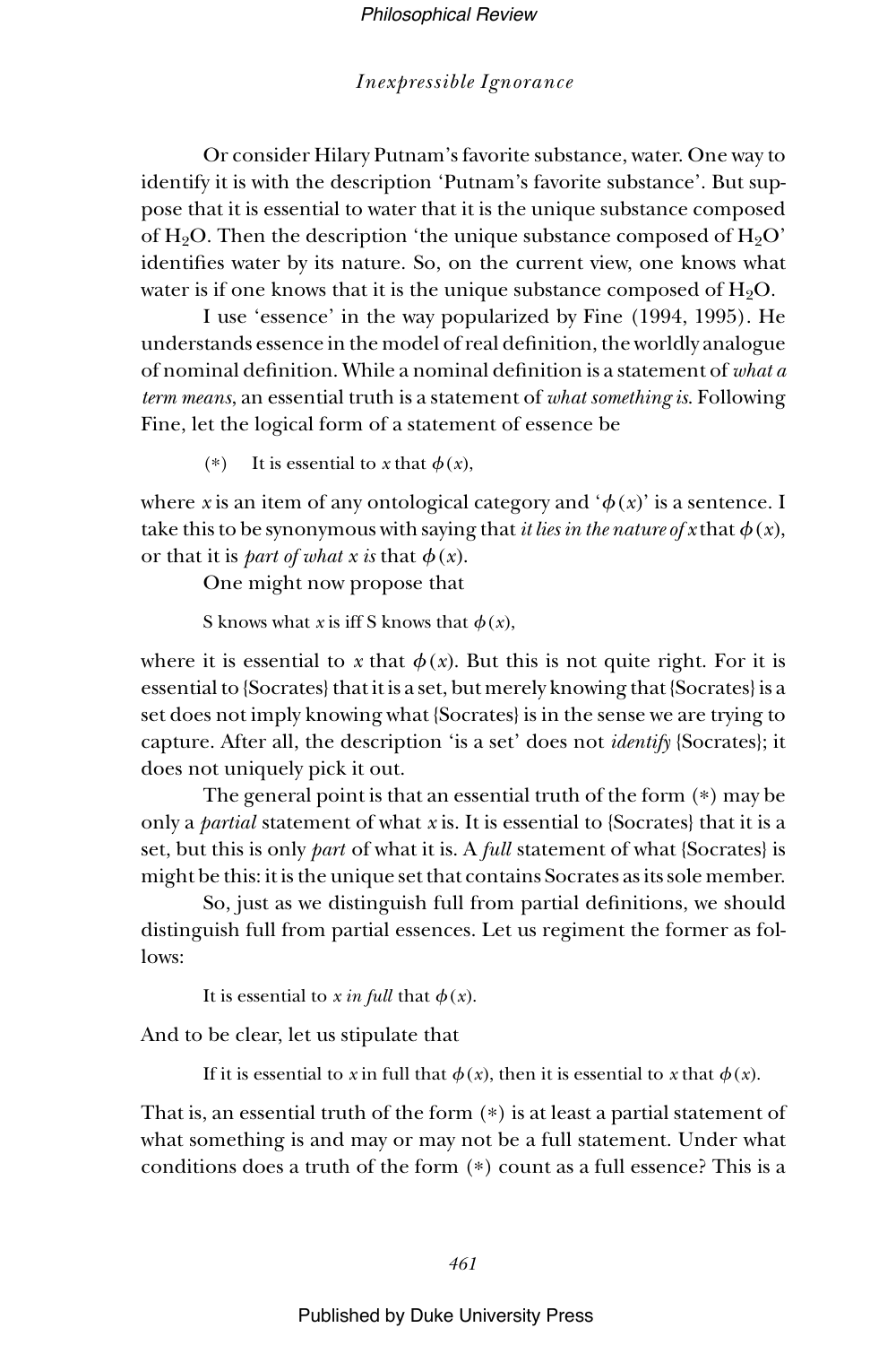Or consider Hilary Putnam's favorite substance, water. One way to identify it is with the description 'Putnam's favorite substance'. But suppose that it is essential to water that it is the unique substance composed of $H_2O$. Then the description 'the unique substance composed of $H_2O$' identifies water by its nature. So, on the current view, one knows what water is if one knows that it is the unique substance composed of $H_2O$.

I use 'essence' in the way popularized by Fine (1994, 1995). He understands essence in the model of real definition, the worldly analogue of nominal definition. While a nominal definition is a statement of *what a term means*, an essential truth is a statement of *what something is*. Following Fine, let the logical form of a statement of essence be

(*) It is essential to $x$ that $\phi(x)$,

where $x$ is an item of any ontological category and '$\phi(x)$' is a sentence. I take this to be synonymous with saying that *it lies in the nature of* $x$ that $\phi(x)$, or that it is *part of what* $x$ *is* that $\phi(x)$.

One might now propose that

S knows what $x$ is iff S knows that $\phi(x)$,

where it is essential to $x$ that $\phi(x)$. But this is not quite right. For it is essential to {Socrates} that it is a set, but merely knowing that {Socrates} is a set does not imply knowing what {Socrates} is in the sense we are trying to capture. After all, the description 'is a set' does not *identify* {Socrates}; it does not uniquely pick it out.

The general point is that an essential truth of the form (*) may be only a *partial* statement of what $x$ is. It is essential to {Socrates} that it is a set, but this is only *part* of what it is. A *full* statement of what {Socrates} is might be this: it is the unique set that contains Socrates as its sole member.

So, just as we distinguish full from partial definitions, we should distinguish full from partial essences. Let us regiment the former as follows:

It is essential to $x$ *in full* that $\phi(x)$.

And to be clear, let us stipulate that

If it is essential to $x$ in full that $\phi(x)$, then it is essential to $x$ that $\phi(x)$.

That is, an essential truth of the form (*) is at least a partial statement of what something is and may or may not be a full statement. Under what conditions does a truth of the form (*) count as a full essence? This is a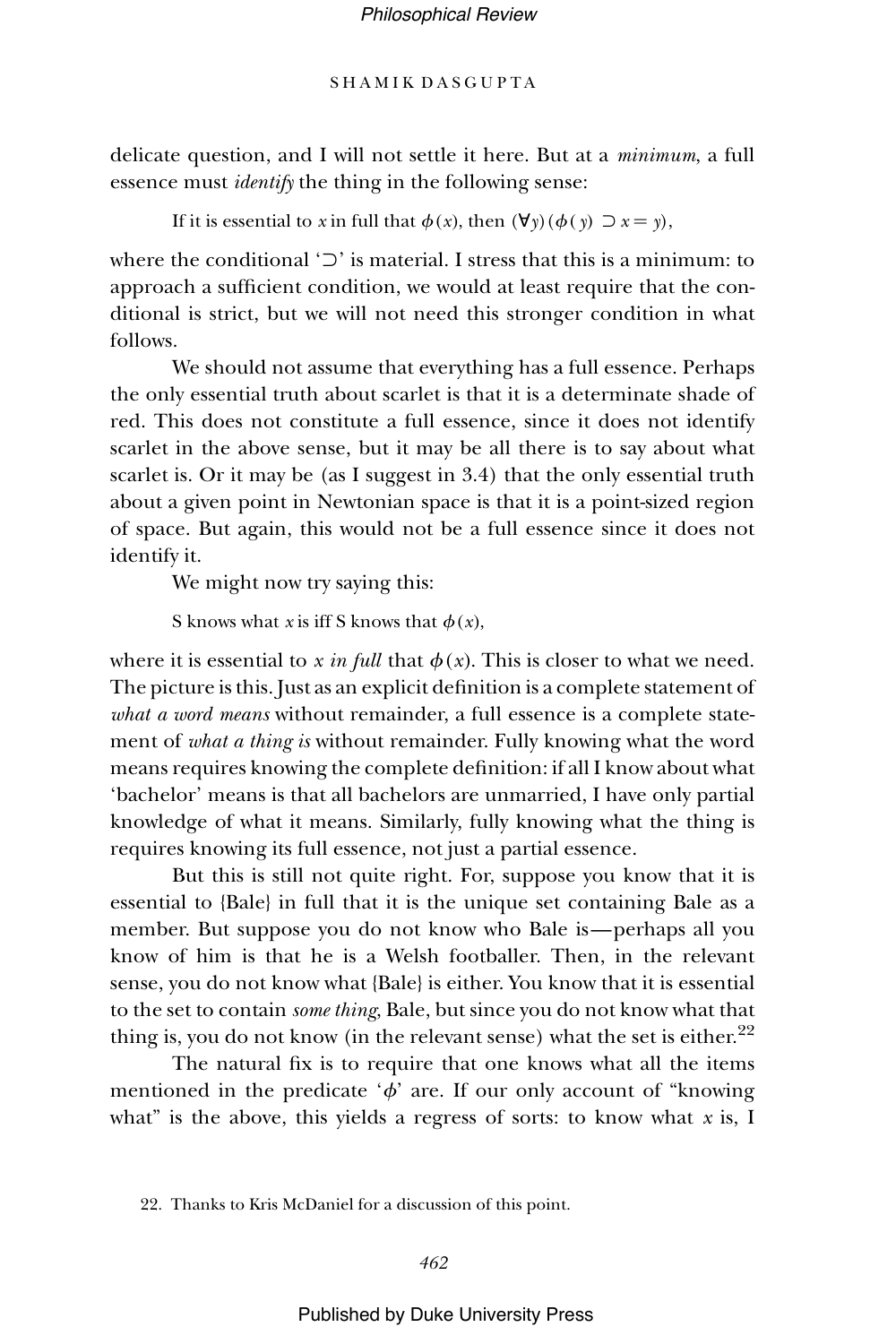delicate question, and I will not settle it here. But at a *minimum*, a full essence must *identify* the thing in the following sense:

> If it is essential to $x$ in full that $\phi(x)$, then $(\forall y)(\phi(y) \supset x = y)$,

where the conditional '$\supset$' is material. I stress that this is a minimum: to approach a sufficient condition, we would at least require that the conditional is strict, but we will not need this stronger condition in what follows.

We should not assume that everything has a full essence. Perhaps the only essential truth about scarlet is that it is a determinate shade of red. This does not constitute a full essence, since it does not identify scarlet in the above sense, but it may be all there is to say about what scarlet is. Or it may be (as I suggest in 3.4) that the only essential truth about a given point in Newtonian space is that it is a point-sized region of space. But again, this would not be a full essence since it does not identify it.

We might now try saying this:

> S knows what $x$ is iff S knows that $\phi(x)$,

where it is essential to *x in full* that $\phi(x)$. This is closer to what we need. The picture is this. Just as an explicit definition is a complete statement of *what a word means* without remainder, a full essence is a complete statement of *what a thing is* without remainder. Fully knowing what the word means requires knowing the complete definition: if all I know about what 'bachelor' means is that all bachelors are unmarried, I have only partial knowledge of what it means. Similarly, fully knowing what the thing is requires knowing its full essence, not just a partial essence.

But this is still not quite right. For, suppose you know that it is essential to {Bale} in full that it is the unique set containing Bale as a member. But suppose you do not know who Bale is—perhaps all you know of him is that he is a Welsh footballer. Then, in the relevant sense, you do not know what {Bale} is either. You know that it is essential to the set to contain *some thing*, Bale, but since you do not know what that thing is, you do not know (in the relevant sense) what the set is either.[22]

The natural fix is to require that one knows what all the items mentioned in the predicate '$\phi$' are. If our only account of "knowing what" is the above, this yields a regress of sorts: to know what $x$ is, I

22. Thanks to Kris McDaniel for a discussion of this point.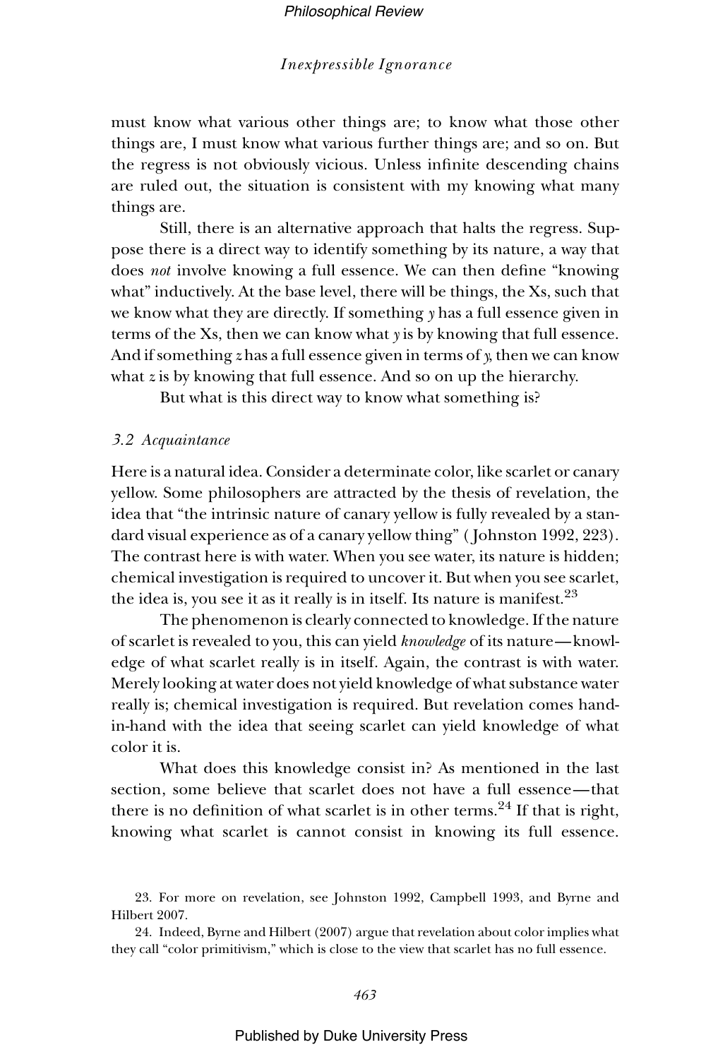must know what various other things are; to know what those other things are, I must know what various further things are; and so on. But the regress is not obviously vicious. Unless infinite descending chains are ruled out, the situation is consistent with my knowing what many things are.

Still, there is an alternative approach that halts the regress. Suppose there is a direct way to identify something by its nature, a way that does *not* involve knowing a full essence. We can then define "knowing what" inductively. At the base level, there will be things, the Xs, such that we know what they are directly. If something *y* has a full essence given in terms of the Xs, then we can know what *y* is by knowing that full essence. And if something *z* has a full essence given in terms of *y*, then we can know what *z* is by knowing that full essence. And so on up the hierarchy.

But what is this direct way to know what something is?

### *3.2 Acquaintance*

Here is a natural idea. Consider a determinate color, like scarlet or canary yellow. Some philosophers are attracted by the thesis of revelation, the idea that "the intrinsic nature of canary yellow is fully revealed by a standard visual experience as of a canary yellow thing" (Johnston 1992, 223). The contrast here is with water. When you see water, its nature is hidden; chemical investigation is required to uncover it. But when you see scarlet, the idea is, you see it as it really is in itself. Its nature is manifest.[23]

The phenomenon is clearly connected to knowledge. If the nature of scarlet is revealed to you, this can yield *knowledge* of its nature—knowledge of what scarlet really is in itself. Again, the contrast is with water. Merely looking at water does not yield knowledge of what substance water really is; chemical investigation is required. But revelation comes hand-in-hand with the idea that seeing scarlet can yield knowledge of what color it is.

What does this knowledge consist in? As mentioned in the last section, some believe that scarlet does not have a full essence—that there is no definition of what scarlet is in other terms.[24] If that is right, knowing what scarlet is cannot consist in knowing its full essence.

23. For more on revelation, see Johnston 1992, Campbell 1993, and Byrne and Hilbert 2007.

24. Indeed, Byrne and Hilbert (2007) argue that revelation about color implies what they call "color primitivism," which is close to the view that scarlet has no full essence.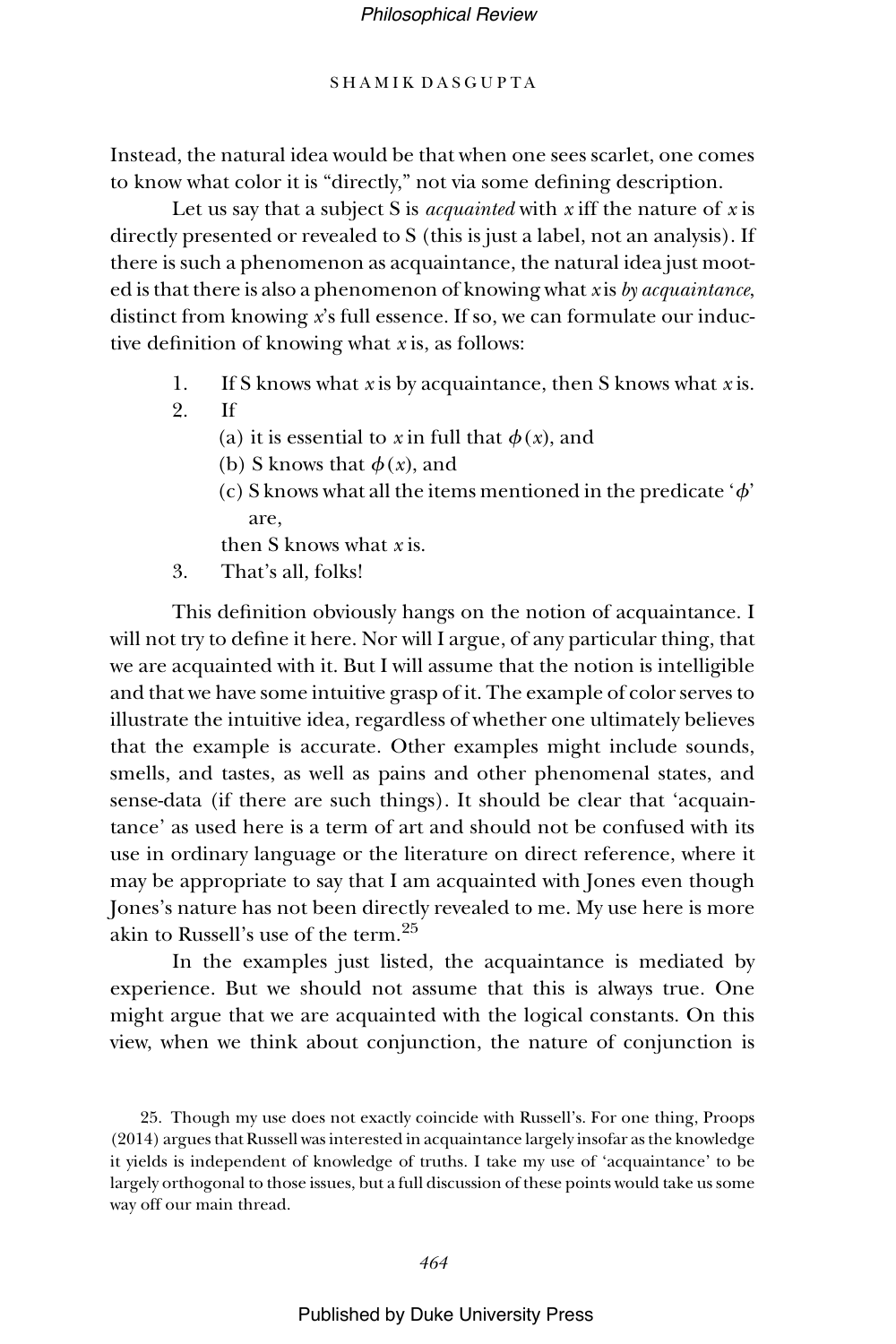Instead, the natural idea would be that when one sees scarlet, one comes to know what color it is "directly," not via some defining description.

Let us say that a subject S is *acquainted* with $x$ iff the nature of $x$ is directly presented or revealed to S (this is just a label, not an analysis). If there is such a phenomenon as acquaintance, the natural idea just mooted is that there is also a phenomenon of knowing what $x$ is *by acquaintance*, distinct from knowing $x$'s full essence. If so, we can formulate our inductive definition of knowing what $x$ is, as follows:

1. If S knows what $x$ is by acquaintance, then S knows what $x$ is.
2. If
   (a) it is essential to $x$ in full that $\phi(x)$, and
   (b) S knows that $\phi(x)$, and
   (c) S knows what all the items mentioned in the predicate '$\phi$' are,

   then S knows what $x$ is.
3. That's all, folks!

This definition obviously hangs on the notion of acquaintance. I will not try to define it here. Nor will I argue, of any particular thing, that we are acquainted with it. But I will assume that the notion is intelligible and that we have some intuitive grasp of it. The example of color serves to illustrate the intuitive idea, regardless of whether one ultimately believes that the example is accurate. Other examples might include sounds, smells, and tastes, as well as pains and other phenomenal states, and sense-data (if there are such things). It should be clear that 'acquaintance' as used here is a term of art and should not be confused with its use in ordinary language or the literature on direct reference, where it may be appropriate to say that I am acquainted with Jones even though Jones's nature has not been directly revealed to me. My use here is more akin to Russell's use of the term.[25]

In the examples just listed, the acquaintance is mediated by experience. But we should not assume that this is always true. One might argue that we are acquainted with the logical constants. On this view, when we think about conjunction, the nature of conjunction is

25. Though my use does not exactly coincide with Russell's. For one thing, Proops (2014) argues that Russell was interested in acquaintance largely insofar as the knowledge it yields is independent of knowledge of truths. I take my use of 'acquaintance' to be largely orthogonal to those issues, but a full discussion of these points would take us some way off our main thread.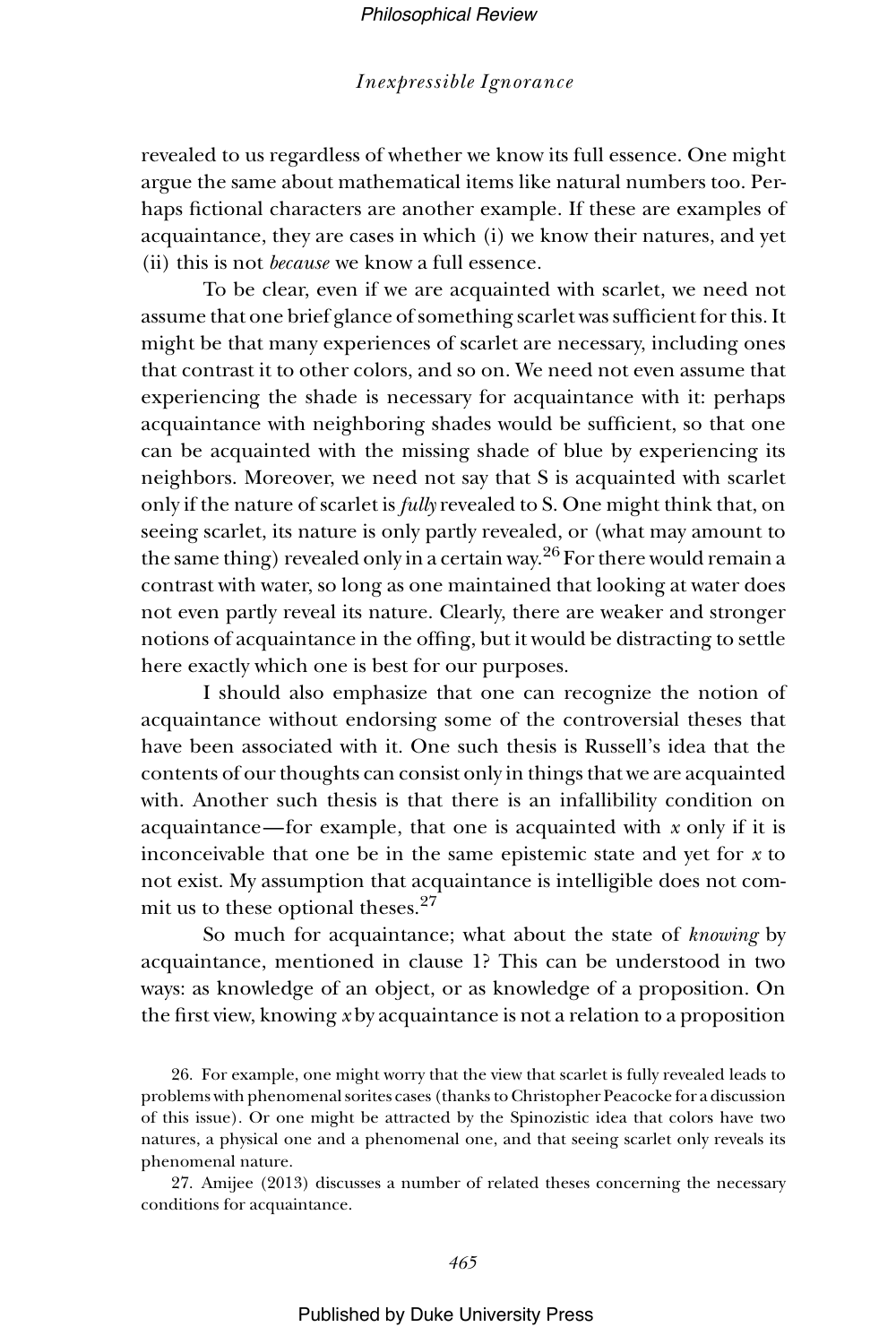revealed to us regardless of whether we know its full essence. One might argue the same about mathematical items like natural numbers too. Perhaps fictional characters are another example. If these are examples of acquaintance, they are cases in which (i) we know their natures, and yet (ii) this is not *because* we know a full essence.

To be clear, even if we are acquainted with scarlet, we need not assume that one brief glance of something scarlet was sufficient for this. It might be that many experiences of scarlet are necessary, including ones that contrast it to other colors, and so on. We need not even assume that experiencing the shade is necessary for acquaintance with it: perhaps acquaintance with neighboring shades would be sufficient, so that one can be acquainted with the missing shade of blue by experiencing its neighbors. Moreover, we need not say that S is acquainted with scarlet only if the nature of scarlet is *fully* revealed to S. One might think that, on seeing scarlet, its nature is only partly revealed, or (what may amount to the same thing) revealed only in a certain way.[26] For there would remain a contrast with water, so long as one maintained that looking at water does not even partly reveal its nature. Clearly, there are weaker and stronger notions of acquaintance in the offing, but it would be distracting to settle here exactly which one is best for our purposes.

I should also emphasize that one can recognize the notion of acquaintance without endorsing some of the controversial theses that have been associated with it. One such thesis is Russell's idea that the contents of our thoughts can consist only in things that we are acquainted with. Another such thesis is that there is an infallibility condition on acquaintance—for example, that one is acquainted with *x* only if it is inconceivable that one be in the same epistemic state and yet for *x* to not exist. My assumption that acquaintance is intelligible does not commit us to these optional theses.[27]

So much for acquaintance; what about the state of *knowing* by acquaintance, mentioned in clause 1? This can be understood in two ways: as knowledge of an object, or as knowledge of a proposition. On the first view, knowing *x* by acquaintance is not a relation to a proposition

26. For example, one might worry that the view that scarlet is fully revealed leads to problems with phenomenal sorites cases (thanks to Christopher Peacocke for a discussion of this issue). Or one might be attracted by the Spinozistic idea that colors have two natures, a physical one and a phenomenal one, and that seeing scarlet only reveals its phenomenal nature.

27. Amijee (2013) discusses a number of related theses concerning the necessary conditions for acquaintance.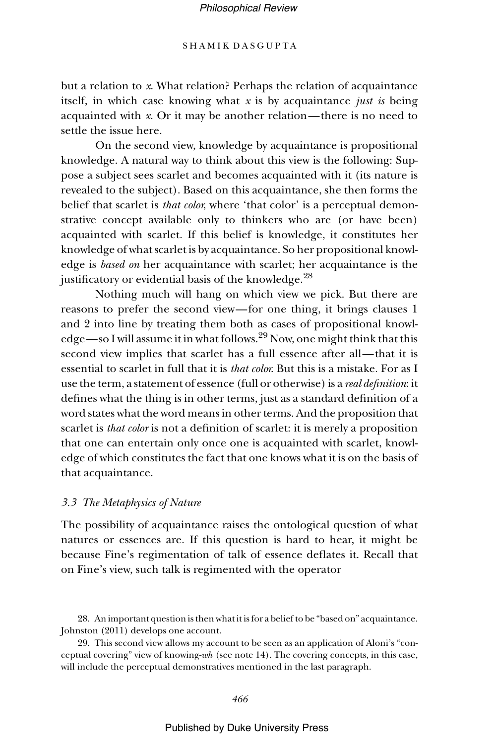but a relation to *x*. What relation? Perhaps the relation of acquaintance itself, in which case knowing what *x* is by acquaintance *just is* being acquainted with *x*. Or it may be another relation—there is no need to settle the issue here.

On the second view, knowledge by acquaintance is propositional knowledge. A natural way to think about this view is the following: Suppose a subject sees scarlet and becomes acquainted with it (its nature is revealed to the subject). Based on this acquaintance, she then forms the belief that scarlet is *that color*, where 'that color' is a perceptual demonstrative concept available only to thinkers who are (or have been) acquainted with scarlet. If this belief is knowledge, it constitutes her knowledge of what scarlet is by acquaintance. So her propositional knowledge is *based on* her acquaintance with scarlet; her acquaintance is the justificatory or evidential basis of the knowledge.[28]

Nothing much will hang on which view we pick. But there are reasons to prefer the second view—for one thing, it brings clauses 1 and 2 into line by treating them both as cases of propositional knowledge—so I will assume it in what follows.[29] Now, one might think that this second view implies that scarlet has a full essence after all—that it is essential to scarlet in full that it is *that color*. But this is a mistake. For as I use the term, a statement of essence (full or otherwise) is a *real definition*: it defines what the thing is in other terms, just as a standard definition of a word states what the word means in other terms. And the proposition that scarlet is *that color* is not a definition of scarlet: it is merely a proposition that one can entertain only once one is acquainted with scarlet, knowledge of which constitutes the fact that one knows what it is on the basis of that acquaintance.

### *3.3 The Metaphysics of Nature*

The possibility of acquaintance raises the ontological question of what natures or essences are. If this question is hard to hear, it might be because Fine's regimentation of talk of essence deflates it. Recall that on Fine's view, such talk is regimented with the operator

28. An important question is then what it is for a belief to be "based on" acquaintance. Johnston (2011) develops one account.

29. This second view allows my account to be seen as an application of Aloni's "conceptual covering" view of knowing-*wh* (see note 14). The covering concepts, in this case, will include the perceptual demonstratives mentioned in the last paragraph.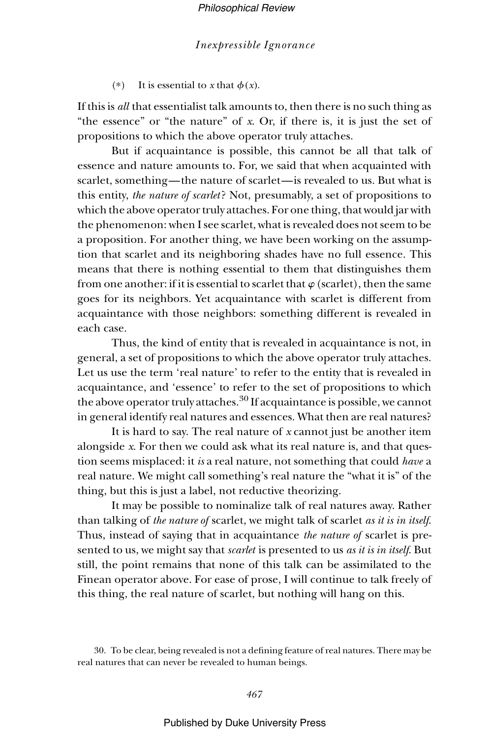(*) It is essential to $x$ that $\phi(x)$.

If this is *all* that essentialist talk amounts to, then there is no such thing as "the essence" or "the nature" of $x$. Or, if there is, it is just the set of propositions to which the above operator truly attaches.

But if acquaintance is possible, this cannot be all that talk of essence and nature amounts to. For, we said that when acquainted with scarlet, something—the nature of scarlet—is revealed to us. But what is this entity, *the nature of scarlet*? Not, presumably, a set of propositions to which the above operator truly attaches. For one thing, that would jar with the phenomenon: when I see scarlet, what is revealed does not seem to be a proposition. For another thing, we have been working on the assumption that scarlet and its neighboring shades have no full essence. This means that there is nothing essential to them that distinguishes them from one another: if it is essential to scarlet that $\varphi$ (scarlet), then the same goes for its neighbors. Yet acquaintance with scarlet is different from acquaintance with those neighbors: something different is revealed in each case.

Thus, the kind of entity that is revealed in acquaintance is not, in general, a set of propositions to which the above operator truly attaches. Let us use the term 'real nature' to refer to the entity that is revealed in acquaintance, and 'essence' to refer to the set of propositions to which the above operator truly attaches.[30] If acquaintance is possible, we cannot in general identify real natures and essences. What then are real natures?

It is hard to say. The real nature of $x$ cannot just be another item alongside $x$. For then we could ask what its real nature is, and that question seems misplaced: it *is* a real nature, not something that could *have* a real nature. We might call something's real nature the "what it is" of the thing, but this is just a label, not reductive theorizing.

It may be possible to nominalize talk of real natures away. Rather than talking of *the nature of* scarlet, we might talk of scarlet *as it is in itself*. Thus, instead of saying that in acquaintance *the nature of* scarlet is presented to us, we might say that *scarlet* is presented to us *as it is in itself*. But still, the point remains that none of this talk can be assimilated to the Finean operator above. For ease of prose, I will continue to talk freely of this thing, the real nature of scarlet, but nothing will hang on this.

30. To be clear, being revealed is not a defining feature of real natures. There may be real natures that can never be revealed to human beings.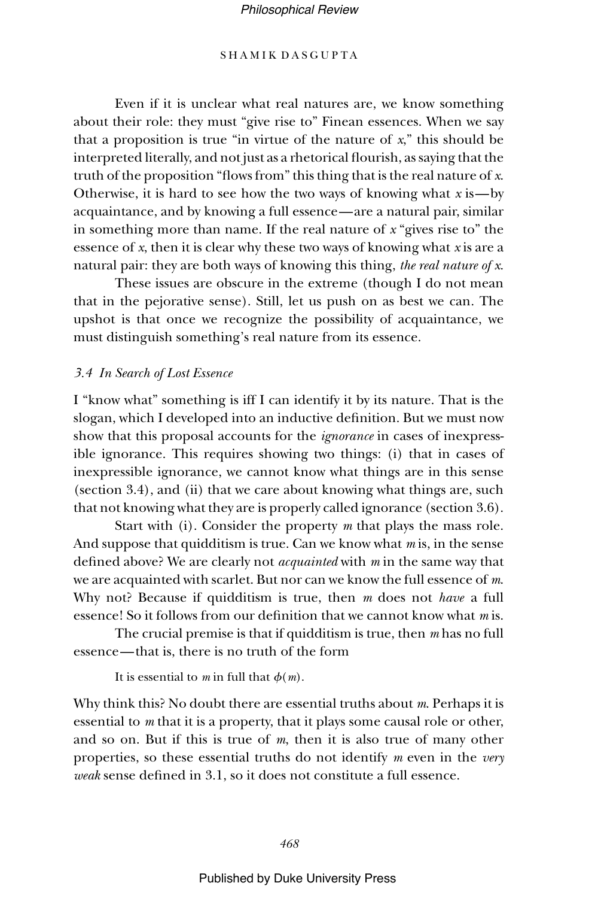Even if it is unclear what real natures are, we know something about their role: they must "give rise to" Finean essences. When we say that a proposition is true "in virtue of the nature of *x*," this should be interpreted literally, and not just as a rhetorical flourish, as saying that the truth of the proposition "flows from" this thing that is the real nature of *x*. Otherwise, it is hard to see how the two ways of knowing what *x* is—by acquaintance, and by knowing a full essence—are a natural pair, similar in something more than name. If the real nature of *x* "gives rise to" the essence of *x*, then it is clear why these two ways of knowing what *x* is are a natural pair: they are both ways of knowing this thing, *the real nature of x*.

These issues are obscure in the extreme (though I do not mean that in the pejorative sense). Still, let us push on as best we can. The upshot is that once we recognize the possibility of acquaintance, we must distinguish something's real nature from its essence.

### *3.4 In Search of Lost Essence*

I "know what" something is iff I can identify it by its nature. That is the slogan, which I developed into an inductive definition. But we must now show that this proposal accounts for the *ignorance* in cases of inexpressible ignorance. This requires showing two things: (i) that in cases of inexpressible ignorance, we cannot know what things are in this sense (section 3.4), and (ii) that we care about knowing what things are, such that not knowing what they are is properly called ignorance (section 3.6).

Start with (i). Consider the property *m* that plays the mass role. And suppose that quidditism is true. Can we know what *m* is, in the sense defined above? We are clearly not *acquainted* with *m* in the same way that we are acquainted with scarlet. But nor can we know the full essence of *m*. Why not? Because if quidditism is true, then *m* does not *have* a full essence! So it follows from our definition that we cannot know what *m* is.

The crucial premise is that if quidditism is true, then *m* has no full essence—that is, there is no truth of the form

It is essential to *m* in full that $\phi(m)$.

Why think this? No doubt there are essential truths about *m*. Perhaps it is essential to *m* that it is a property, that it plays some causal role or other, and so on. But if this is true of *m*, then it is also true of many other properties, so these essential truths do not identify *m* even in the *very weak* sense defined in 3.1, so it does not constitute a full essence.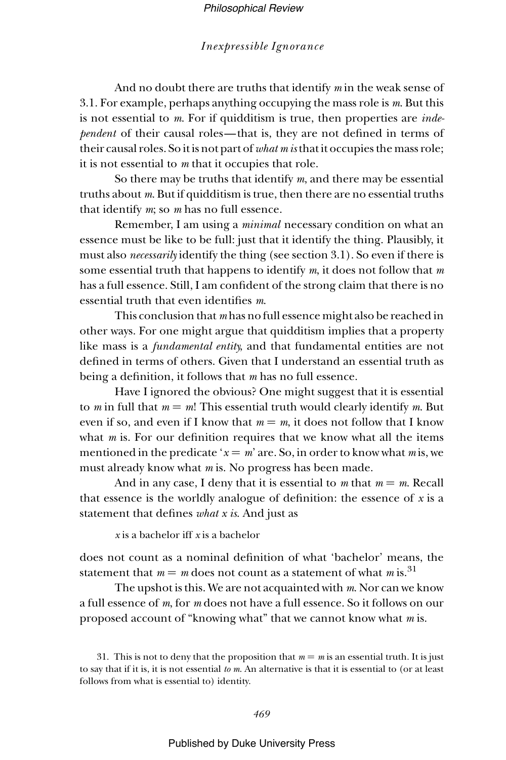And no doubt there are truths that identify $m$ in the weak sense of 3.1. For example, perhaps anything occupying the mass role is $m$. But this is not essential to $m$. For if quidditism is true, then properties are *independent* of their causal roles—that is, they are not defined in terms of their causal roles. So it is not part of *what m is* that it occupies the mass role; it is not essential to $m$ that it occupies that role.

So there may be truths that identify $m$, and there may be essential truths about $m$. But if quidditism is true, then there are no essential truths that identify $m$; so $m$ has no full essence.

Remember, I am using a *minimal* necessary condition on what an essence must be like to be full: just that it identify the thing. Plausibly, it must also *necessarily* identify the thing (see section 3.1). So even if there is some essential truth that happens to identify $m$, it does not follow that $m$ has a full essence. Still, I am confident of the strong claim that there is no essential truth that even identifies $m$.

This conclusion that $m$ has no full essence might also be reached in other ways. For one might argue that quidditism implies that a property like mass is a *fundamental entity*, and that fundamental entities are not defined in terms of others. Given that I understand an essential truth as being a definition, it follows that $m$ has no full essence.

Have I ignored the obvious? One might suggest that it is essential to $m$ in full that $m = m$! This essential truth would clearly identify $m$. But even if so, and even if I know that $m = m$, it does not follow that I know what $m$ is. For our definition requires that we know what all the items mentioned in the predicate '$x = m$' are. So, in order to know what $m$ is, we must already know what $m$ is. No progress has been made.

And in any case, I deny that it is essential to $m$ that $m = m$. Recall that essence is the worldly analogue of definition: the essence of $x$ is a statement that defines *what x is*. And just as

$x$ is a bachelor iff $x$ is a bachelor

does not count as a nominal definition of what 'bachelor' means, the statement that $m = m$ does not count as a statement of what $m$ is.[31]

The upshot is this. We are not acquainted with $m$. Nor can we know a full essence of $m$, for $m$ does not have a full essence. So it follows on our proposed account of "knowing what" that we cannot know what $m$ is.

31. This is not to deny that the proposition that $m = m$ is an essential truth. It is just to say that if it is, it is not essential *to m*. An alternative is that it is essential to (or at least follows from what is essential to) identity.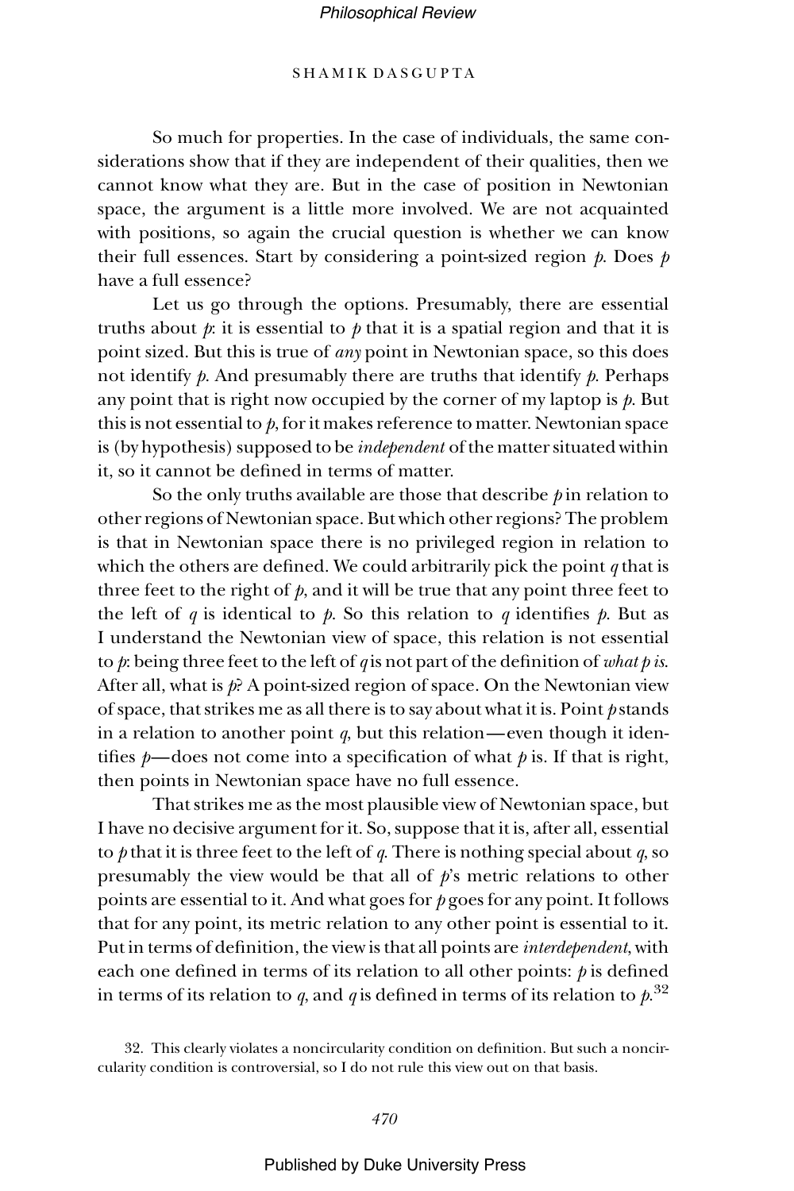So much for properties. In the case of individuals, the same considerations show that if they are independent of their qualities, then we cannot know what they are. But in the case of position in Newtonian space, the argument is a little more involved. We are not acquainted with positions, so again the crucial question is whether we can know their full essences. Start by considering a point-sized region *p*. Does *p* have a full essence?

Let us go through the options. Presumably, there are essential truths about *p*: it is essential to *p* that it is a spatial region and that it is point sized. But this is true of *any* point in Newtonian space, so this does not identify *p*. And presumably there are truths that identify *p*. Perhaps any point that is right now occupied by the corner of my laptop is *p*. But this is not essential to *p*, for it makes reference to matter. Newtonian space is (by hypothesis) supposed to be *independent* of the matter situated within it, so it cannot be defined in terms of matter.

So the only truths available are those that describe *p* in relation to other regions of Newtonian space. But which other regions? The problem is that in Newtonian space there is no privileged region in relation to which the others are defined. We could arbitrarily pick the point *q* that is three feet to the right of *p*, and it will be true that any point three feet to the left of *q* is identical to *p*. So this relation to *q* identifies *p*. But as I understand the Newtonian view of space, this relation is not essential to *p*: being three feet to the left of *q* is not part of the definition of *what p is*. After all, what is *p*? A point-sized region of space. On the Newtonian view of space, that strikes me as all there is to say about what it is. Point *p* stands in a relation to another point *q*, but this relation—even though it identifies *p*—does not come into a specification of what *p* is. If that is right, then points in Newtonian space have no full essence.

That strikes me as the most plausible view of Newtonian space, but I have no decisive argument for it. So, suppose that it is, after all, essential to *p* that it is three feet to the left of *q*. There is nothing special about *q*, so presumably the view would be that all of *p*'s metric relations to other points are essential to it. And what goes for *p* goes for any point. It follows that for any point, its metric relation to any other point is essential to it. Put in terms of definition, the view is that all points are *interdependent*, with each one defined in terms of its relation to all other points: *p* is defined in terms of its relation to *q*, and *q* is defined in terms of its relation to *p*.[32]

32. This clearly violates a noncircularity condition on definition. But such a noncircularity condition is controversial, so I do not rule this view out on that basis.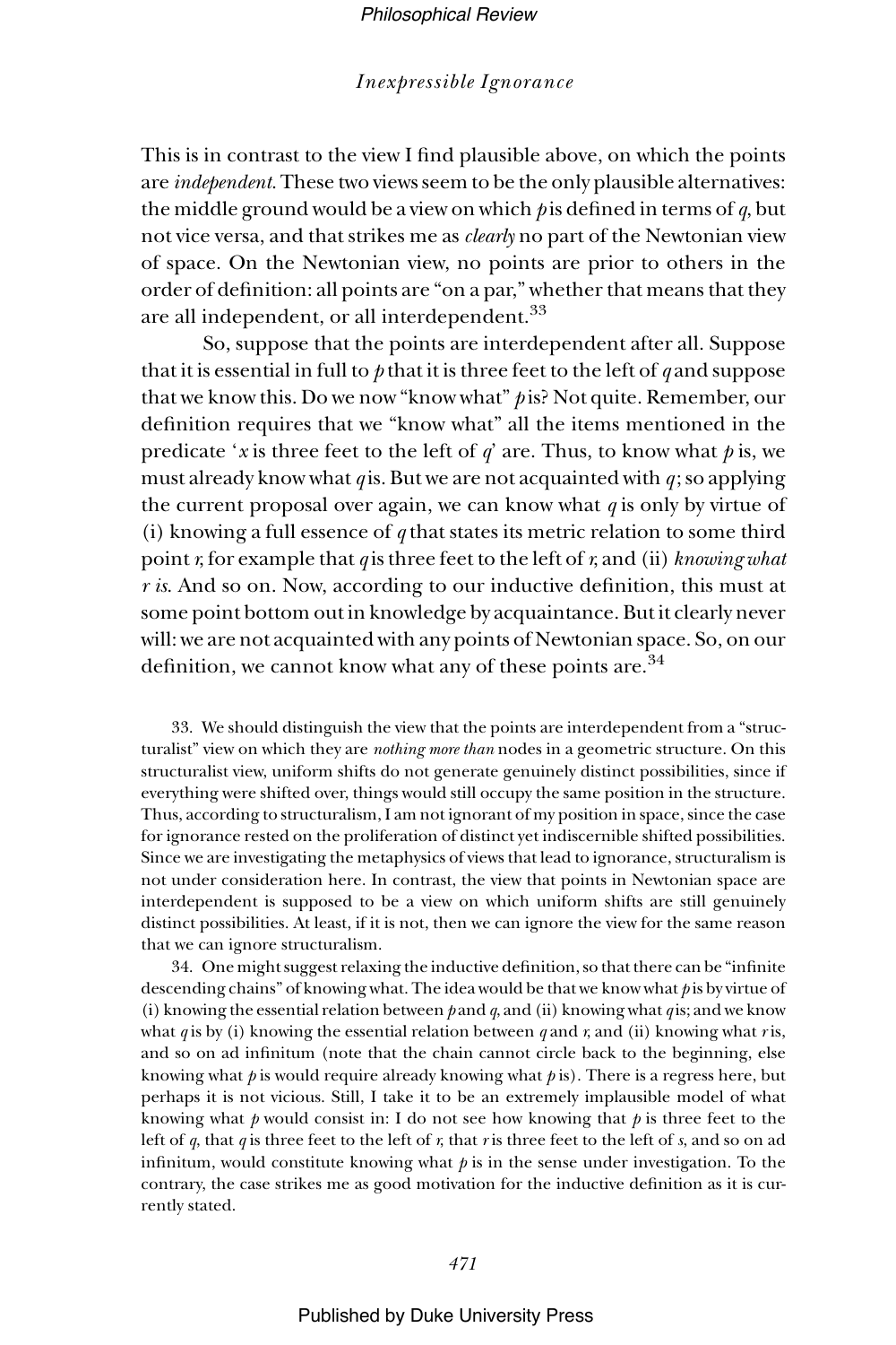This is in contrast to the view I find plausible above, on which the points are *independent*. These two views seem to be the only plausible alternatives: the middle ground would be a view on which *p* is defined in terms of *q*, but not vice versa, and that strikes me as *clearly* no part of the Newtonian view of space. On the Newtonian view, no points are prior to others in the order of definition: all points are "on a par," whether that means that they are all independent, or all interdependent.[33]

So, suppose that the points are interdependent after all. Suppose that it is essential in full to *p* that it is three feet to the left of *q* and suppose that we know this. Do we now "know what" *p* is? Not quite. Remember, our definition requires that we "know what" all the items mentioned in the predicate '*x* is three feet to the left of *q*' are. Thus, to know what *p* is, we must already know what *q* is. But we are not acquainted with *q*; so applying the current proposal over again, we can know what *q* is only by virtue of (i) knowing a full essence of *q* that states its metric relation to some third point *r*, for example that *q* is three feet to the left of *r*, and (ii) *knowing what r is*. And so on. Now, according to our inductive definition, this must at some point bottom out in knowledge by acquaintance. But it clearly never will: we are not acquainted with any points of Newtonian space. So, on our definition, we cannot know what any of these points are.[34]

33. We should distinguish the view that the points are interdependent from a "structuralist" view on which they are *nothing more than* nodes in a geometric structure. On this structuralist view, uniform shifts do not generate genuinely distinct possibilities, since if everything were shifted over, things would still occupy the same position in the structure. Thus, according to structuralism, I am not ignorant of my position in space, since the case for ignorance rested on the proliferation of distinct yet indiscernible shifted possibilities. Since we are investigating the metaphysics of views that lead to ignorance, structuralism is not under consideration here. In contrast, the view that points in Newtonian space are interdependent is supposed to be a view on which uniform shifts are still genuinely distinct possibilities. At least, if it is not, then we can ignore the view for the same reason that we can ignore structuralism.

34. One might suggest relaxing the inductive definition, so that there can be "infinite descending chains" of knowing what. The idea would be that we know what *p* is by virtue of (i) knowing the essential relation between *p* and *q*, and (ii) knowing what *q* is; and we know what *q* is by (i) knowing the essential relation between *q* and *r*, and (ii) knowing what *r* is, and so on ad infinitum (note that the chain cannot circle back to the beginning, else knowing what *p* is would require already knowing what *p* is). There is a regress here, but perhaps it is not vicious. Still, I take it to be an extremely implausible model of what knowing what *p* would consist in: I do not see how knowing that *p* is three feet to the left of *q*, that *q* is three feet to the left of *r*, that *r* is three feet to the left of *s*, and so on ad infinitum, would constitute knowing what *p* is in the sense under investigation. To the contrary, the case strikes me as good motivation for the inductive definition as it is currently stated.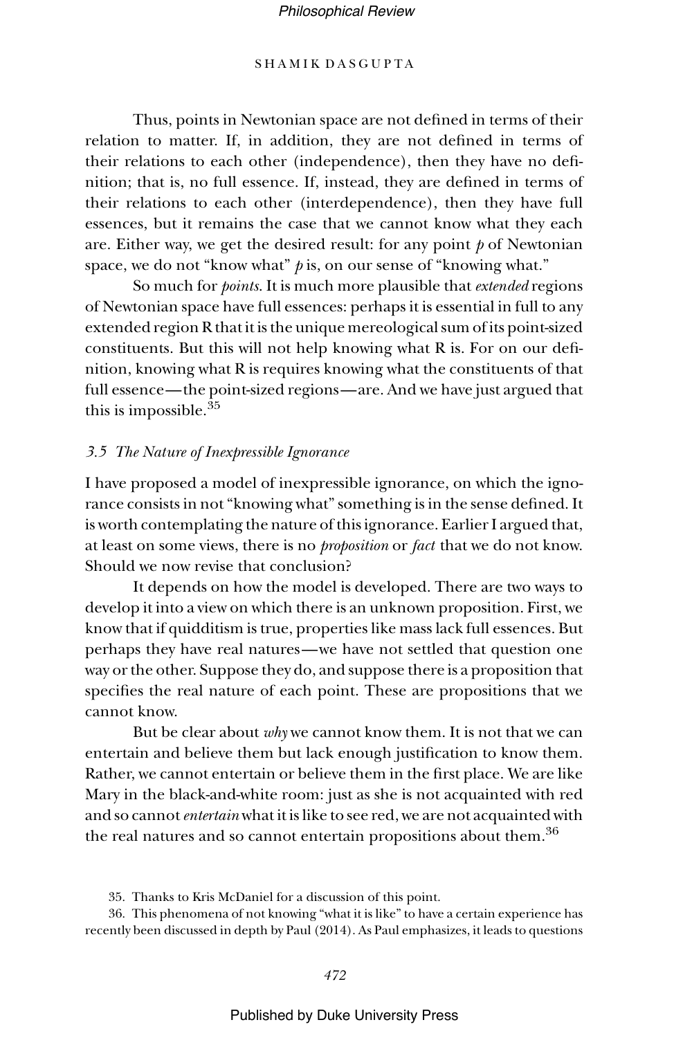Thus, points in Newtonian space are not defined in terms of their relation to matter. If, in addition, they are not defined in terms of their relations to each other (independence), then they have no definition; that is, no full essence. If, instead, they are defined in terms of their relations to each other (interdependence), then they have full essences, but it remains the case that we cannot know what they each are. Either way, we get the desired result: for any point $p$ of Newtonian space, we do not "know what" $p$ is, on our sense of "knowing what."

So much for *points*. It is much more plausible that *extended* regions of Newtonian space have full essences: perhaps it is essential in full to any extended region R that it is the unique mereological sum of its point-sized constituents. But this will not help knowing what R is. For on our definition, knowing what R is requires knowing what the constituents of that full essence—the point-sized regions—are. And we have just argued that this is impossible.[35]

### 3.5 The Nature of Inexpressible Ignorance

I have proposed a model of inexpressible ignorance, on which the ignorance consists in not "knowing what" something is in the sense defined. It is worth contemplating the nature of this ignorance. Earlier I argued that, at least on some views, there is no *proposition* or *fact* that we do not know. Should we now revise that conclusion?

It depends on how the model is developed. There are two ways to develop it into a view on which there is an unknown proposition. First, we know that if quidditism is true, properties like mass lack full essences. But perhaps they have real natures—we have not settled that question one way or the other. Suppose they do, and suppose there is a proposition that specifies the real nature of each point. These are propositions that we cannot know.

But be clear about *why* we cannot know them. It is not that we can entertain and believe them but lack enough justification to know them. Rather, we cannot entertain or believe them in the first place. We are like Mary in the black-and-white room: just as she is not acquainted with red and so cannot *entertain* what it is like to see red, we are not acquainted with the real natures and so cannot entertain propositions about them.[36]

35. Thanks to Kris McDaniel for a discussion of this point.

36. This phenomena of not knowing "what it is like" to have a certain experience has recently been discussed in depth by Paul (2014). As Paul emphasizes, it leads to questions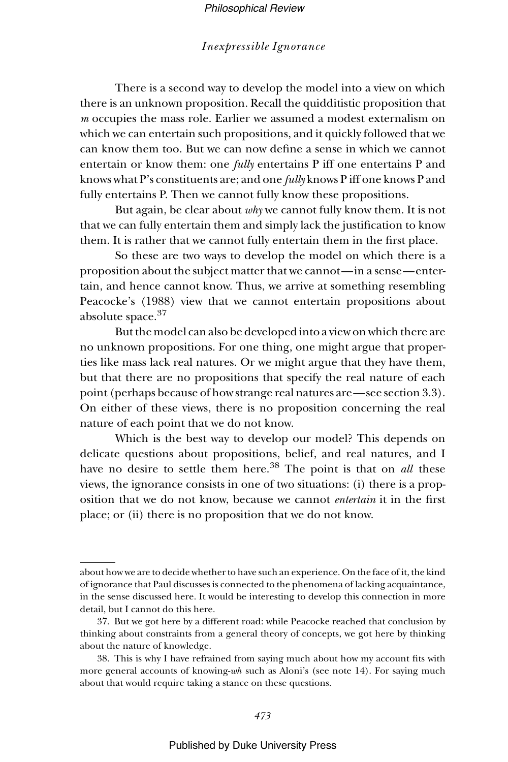There is a second way to develop the model into a view on which there is an unknown proposition. Recall the quidditistic proposition that *m* occupies the mass role. Earlier we assumed a modest externalism on which we can entertain such propositions, and it quickly followed that we can know them too. But we can now define a sense in which we cannot entertain or know them: one *fully* entertains P iff one entertains P and knows what P's constituents are; and one *fully* knows P iff one knows P and fully entertains P. Then we cannot fully know these propositions.

But again, be clear about *why* we cannot fully know them. It is not that we can fully entertain them and simply lack the justification to know them. It is rather that we cannot fully entertain them in the first place.

So these are two ways to develop the model on which there is a proposition about the subject matter that we cannot—in a sense—entertain, and hence cannot know. Thus, we arrive at something resembling Peacocke's (1988) view that we cannot entertain propositions about absolute space.[37]

But the model can also be developed into a view on which there are no unknown propositions. For one thing, one might argue that properties like mass lack real natures. Or we might argue that they have them, but that there are no propositions that specify the real nature of each point (perhaps because of how strange real natures are—see section 3.3). On either of these views, there is no proposition concerning the real nature of each point that we do not know.

Which is the best way to develop our model? This depends on delicate questions about propositions, belief, and real natures, and I have no desire to settle them here.[38] The point is that on *all* these views, the ignorance consists in one of two situations: (i) there is a proposition that we do not know, because we cannot *entertain* it in the first place; or (ii) there is no proposition that we do not know.

---

about how we are to decide whether to have such an experience. On the face of it, the kind of ignorance that Paul discusses is connected to the phenomena of lacking acquaintance, in the sense discussed here. It would be interesting to develop this connection in more detail, but I cannot do this here.

37. But we got here by a different road: while Peacocke reached that conclusion by thinking about constraints from a general theory of concepts, we got here by thinking about the nature of knowledge.

38. This is why I have refrained from saying much about how my account fits with more general accounts of knowing-*wh* such as Aloni's (see note 14). For saying much about that would require taking a stance on these questions.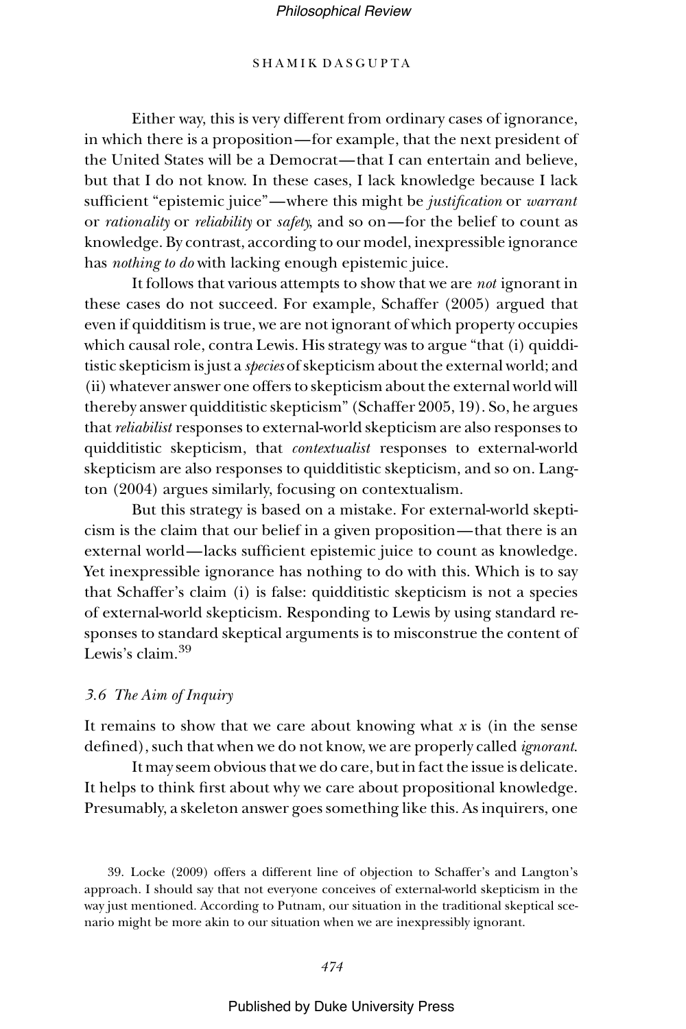Either way, this is very different from ordinary cases of ignorance, in which there is a proposition—for example, that the next president of the United States will be a Democrat—that I can entertain and believe, but that I do not know. In these cases, I lack knowledge because I lack sufficient "epistemic juice"—where this might be *justification* or *warrant* or *rationality* or *reliability* or *safety*, and so on—for the belief to count as knowledge. By contrast, according to our model, inexpressible ignorance has *nothing to do* with lacking enough epistemic juice.

It follows that various attempts to show that we are *not* ignorant in these cases do not succeed. For example, Schaffer (2005) argued that even if quidditism is true, we are not ignorant of which property occupies which causal role, contra Lewis. His strategy was to argue "that (i) quidditistic skepticism is just a *species* of skepticism about the external world; and (ii) whatever answer one offers to skepticism about the external world will thereby answer quidditistic skepticism" (Schaffer 2005, 19). So, he argues that *reliabilist* responses to external-world skepticism are also responses to quidditistic skepticism, that *contextualist* responses to external-world skepticism are also responses to quidditistic skepticism, and so on. Langton (2004) argues similarly, focusing on contextualism.

But this strategy is based on a mistake. For external-world skepticism is the claim that our belief in a given proposition—that there is an external world—lacks sufficient epistemic juice to count as knowledge. Yet inexpressible ignorance has nothing to do with this. Which is to say that Schaffer's claim (i) is false: quidditistic skepticism is not a species of external-world skepticism. Responding to Lewis by using standard responses to standard skeptical arguments is to misconstrue the content of Lewis's claim.[39]

### 3.6 The Aim of Inquiry

It remains to show that we care about knowing what *x* is (in the sense defined), such that when we do not know, we are properly called *ignorant*.

It may seem obvious that we do care, but in fact the issue is delicate. It helps to think first about why we care about propositional knowledge. Presumably, a skeleton answer goes something like this. As inquirers, one

39. Locke (2009) offers a different line of objection to Schaffer's and Langton's approach. I should say that not everyone conceives of external-world skepticism in the way just mentioned. According to Putnam, our situation in the traditional skeptical scenario might be more akin to our situation when we are inexpressibly ignorant.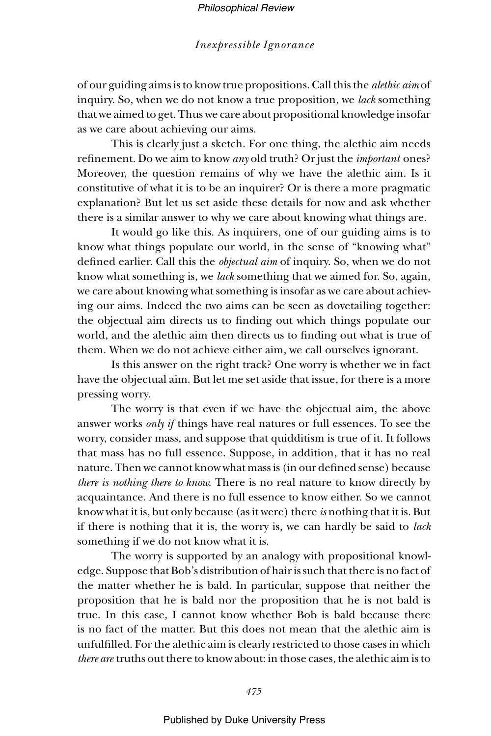of our guiding aims is to know true propositions. Call this the *alethic aim* of inquiry. So, when we do not know a true proposition, we *lack* something that we aimed to get. Thus we care about propositional knowledge insofar as we care about achieving our aims.

This is clearly just a sketch. For one thing, the alethic aim needs refinement. Do we aim to know *any* old truth? Or just the *important* ones? Moreover, the question remains of why we have the alethic aim. Is it constitutive of what it is to be an inquirer? Or is there a more pragmatic explanation? But let us set aside these details for now and ask whether there is a similar answer to why we care about knowing what things are.

It would go like this. As inquirers, one of our guiding aims is to know what things populate our world, in the sense of "knowing what" defined earlier. Call this the *objectual aim* of inquiry. So, when we do not know what something is, we *lack* something that we aimed for. So, again, we care about knowing what something is insofar as we care about achieving our aims. Indeed the two aims can be seen as dovetailing together: the objectual aim directs us to finding out which things populate our world, and the alethic aim then directs us to finding out what is true of them. When we do not achieve either aim, we call ourselves ignorant.

Is this answer on the right track? One worry is whether we in fact have the objectual aim. But let me set aside that issue, for there is a more pressing worry.

The worry is that even if we have the objectual aim, the above answer works *only if* things have real natures or full essences. To see the worry, consider mass, and suppose that quidditism is true of it. It follows that mass has no full essence. Suppose, in addition, that it has no real nature. Then we cannot know what mass is (in our defined sense) because *there is nothing there to know.* There is no real nature to know directly by acquaintance. And there is no full essence to know either. So we cannot know what it is, but only because (as it were) there *is* nothing that it is. But if there is nothing that it is, the worry is, we can hardly be said to *lack* something if we do not know what it is.

The worry is supported by an analogy with propositional knowledge. Suppose that Bob's distribution of hair is such that there is no fact of the matter whether he is bald. In particular, suppose that neither the proposition that he is bald nor the proposition that he is not bald is true. In this case, I cannot know whether Bob is bald because there is no fact of the matter. But this does not mean that the alethic aim is unfulfilled. For the alethic aim is clearly restricted to those cases in which *there are* truths out there to know about: in those cases, the alethic aim is to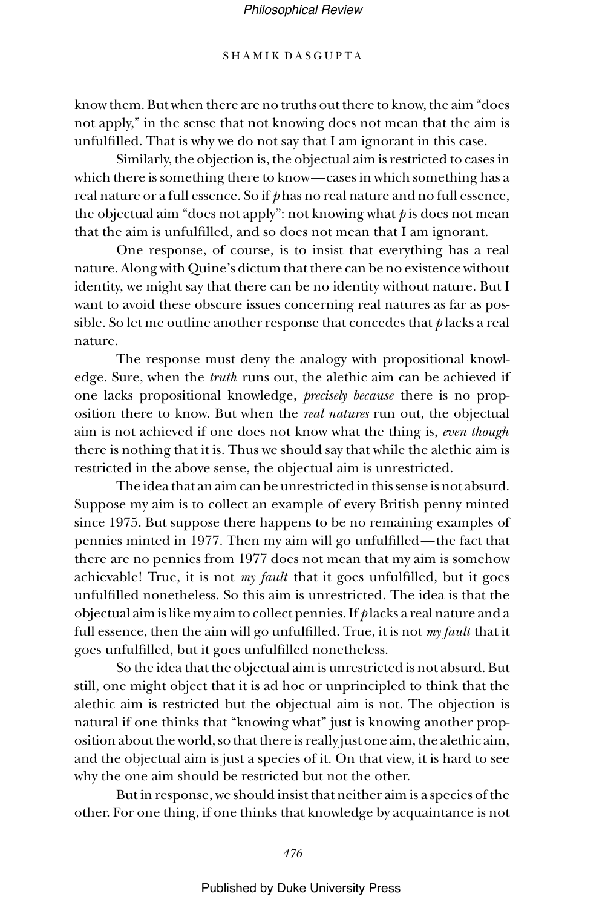know them. But when there are no truths out there to know, the aim "does not apply," in the sense that not knowing does not mean that the aim is unfulfilled. That is why we do not say that I am ignorant in this case.

Similarly, the objection is, the objectual aim is restricted to cases in which there is something there to know—cases in which something has a real nature or a full essence. So if *p* has no real nature and no full essence, the objectual aim "does not apply": not knowing what *p* is does not mean that the aim is unfulfilled, and so does not mean that I am ignorant.

One response, of course, is to insist that everything has a real nature. Along with Quine's dictum that there can be no existence without identity, we might say that there can be no identity without nature. But I want to avoid these obscure issues concerning real natures as far as possible. So let me outline another response that concedes that *p* lacks a real nature.

The response must deny the analogy with propositional knowledge. Sure, when the *truth* runs out, the alethic aim can be achieved if one lacks propositional knowledge, *precisely because* there is no proposition there to know. But when the *real natures* run out, the objectual aim is not achieved if one does not know what the thing is, *even though* there is nothing that it is. Thus we should say that while the alethic aim is restricted in the above sense, the objectual aim is unrestricted.

The idea that an aim can be unrestricted in this sense is not absurd. Suppose my aim is to collect an example of every British penny minted since 1975. But suppose there happens to be no remaining examples of pennies minted in 1977. Then my aim will go unfulfilled—the fact that there are no pennies from 1977 does not mean that my aim is somehow achievable! True, it is not *my fault* that it goes unfulfilled, but it goes unfulfilled nonetheless. So this aim is unrestricted. The idea is that the objectual aim is like my aim to collect pennies. If *p* lacks a real nature and a full essence, then the aim will go unfulfilled. True, it is not *my fault* that it goes unfulfilled, but it goes unfulfilled nonetheless.

So the idea that the objectual aim is unrestricted is not absurd. But still, one might object that it is ad hoc or unprincipled to think that the alethic aim is restricted but the objectual aim is not. The objection is natural if one thinks that "knowing what" just is knowing another proposition about the world, so that there is really just one aim, the alethic aim, and the objectual aim is just a species of it. On that view, it is hard to see why the one aim should be restricted but not the other.

But in response, we should insist that neither aim is a species of the other. For one thing, if one thinks that knowledge by acquaintance is not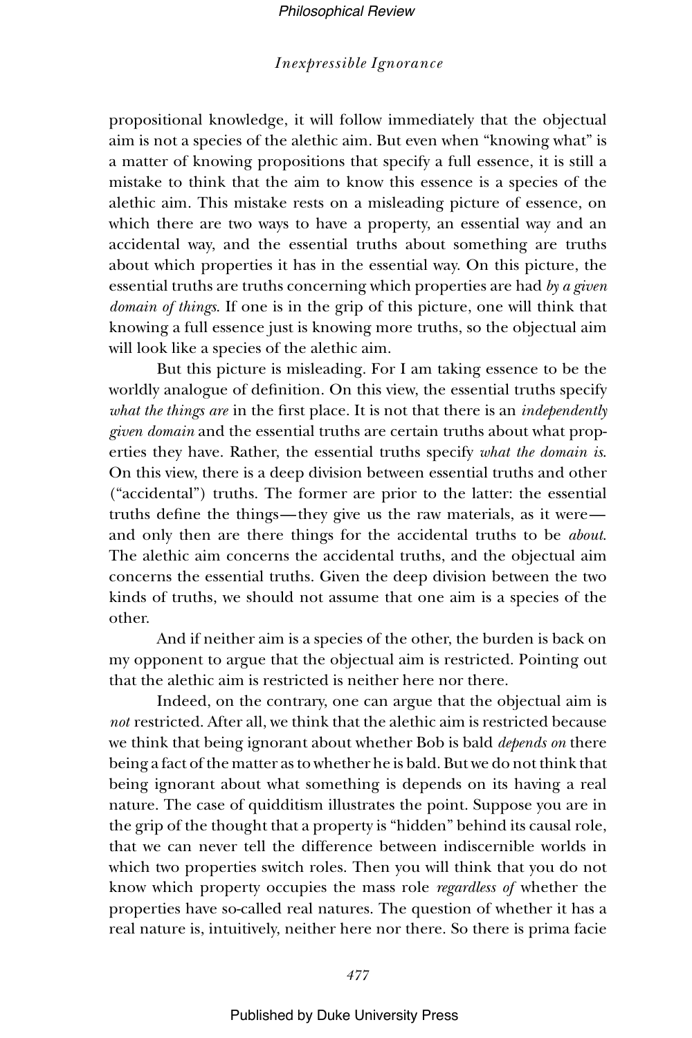propositional knowledge, it will follow immediately that the objectual aim is not a species of the alethic aim. But even when "knowing what" is a matter of knowing propositions that specify a full essence, it is still a mistake to think that the aim to know this essence is a species of the alethic aim. This mistake rests on a misleading picture of essence, on which there are two ways to have a property, an essential way and an accidental way, and the essential truths about something are truths about which properties it has in the essential way. On this picture, the essential truths are truths concerning which properties are had *by a given domain of things*. If one is in the grip of this picture, one will think that knowing a full essence just is knowing more truths, so the objectual aim will look like a species of the alethic aim.

But this picture is misleading. For I am taking essence to be the worldly analogue of definition. On this view, the essential truths specify *what the things are* in the first place. It is not that there is an *independently given domain* and the essential truths are certain truths about what properties they have. Rather, the essential truths specify *what the domain is*. On this view, there is a deep division between essential truths and other ("accidental") truths. The former are prior to the latter: the essential truths define the things—they give us the raw materials, as it were—and only then are there things for the accidental truths to be *about*. The alethic aim concerns the accidental truths, and the objectual aim concerns the essential truths. Given the deep division between the two kinds of truths, we should not assume that one aim is a species of the other.

And if neither aim is a species of the other, the burden is back on my opponent to argue that the objectual aim is restricted. Pointing out that the alethic aim is restricted is neither here nor there.

Indeed, on the contrary, one can argue that the objectual aim is *not* restricted. After all, we think that the alethic aim is restricted because we think that being ignorant about whether Bob is bald *depends on* there being a fact of the matter as to whether he is bald. But we do not think that being ignorant about what something is depends on its having a real nature. The case of quidditism illustrates the point. Suppose you are in the grip of the thought that a property is "hidden" behind its causal role, that we can never tell the difference between indiscernible worlds in which two properties switch roles. Then you will think that you do not know which property occupies the mass role *regardless of* whether the properties have so-called real natures. The question of whether it has a real nature is, intuitively, neither here nor there. So there is prima facie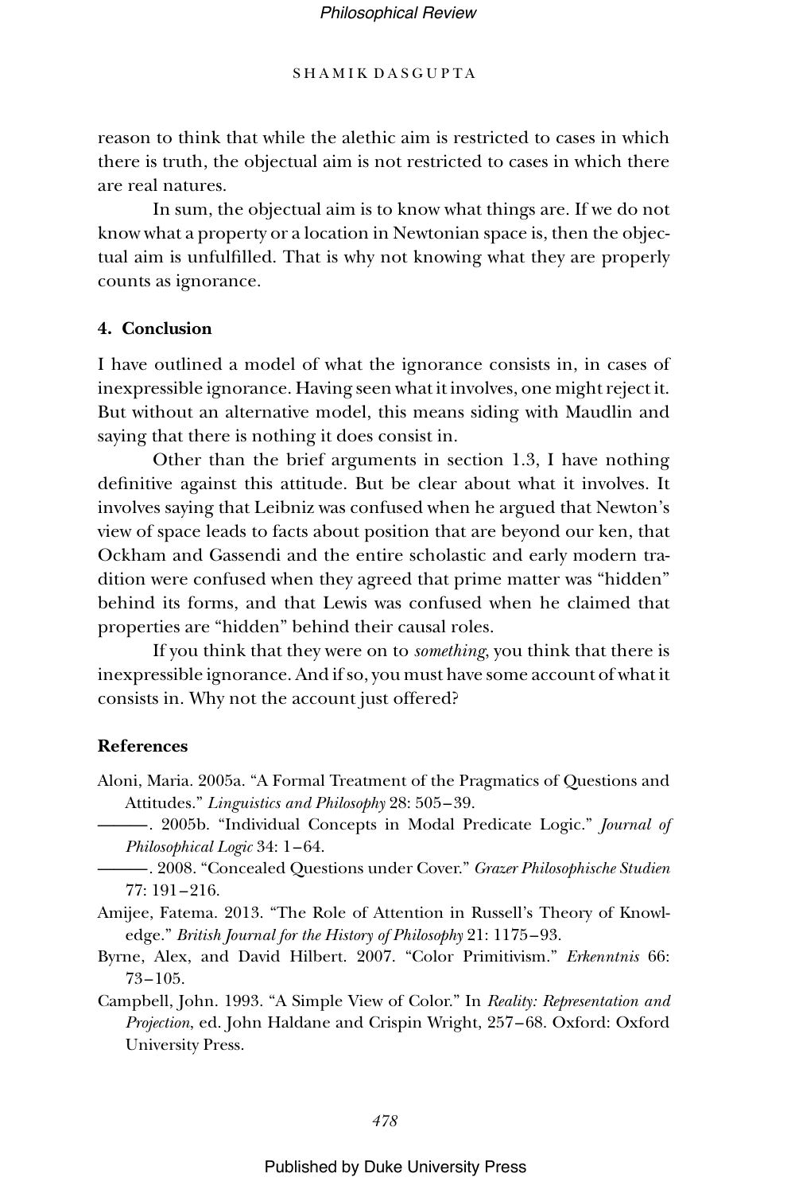reason to think that while the alethic aim is restricted to cases in which there is truth, the objectual aim is not restricted to cases in which there are real natures.

In sum, the objectual aim is to know what things are. If we do not know what a property or a location in Newtonian space is, then the objectual aim is unfulfilled. That is why not knowing what they are properly counts as ignorance.

## 4. Conclusion

I have outlined a model of what the ignorance consists in, in cases of inexpressible ignorance. Having seen what it involves, one might reject it. But without an alternative model, this means siding with Maudlin and saying that there is nothing it does consist in.

Other than the brief arguments in section 1.3, I have nothing definitive against this attitude. But be clear about what it involves. It involves saying that Leibniz was confused when he argued that Newton's view of space leads to facts about position that are beyond our ken, that Ockham and Gassendi and the entire scholastic and early modern tradition were confused when they agreed that prime matter was "hidden" behind its forms, and that Lewis was confused when he claimed that properties are "hidden" behind their causal roles.

If you think that they were on to *something*, you think that there is inexpressible ignorance. And if so, you must have some account of what it consists in. Why not the account just offered?

## References

Aloni, Maria. 2005a. "A Formal Treatment of the Pragmatics of Questions and Attitudes." *Linguistics and Philosophy* 28: 505–39.

———. 2005b. "Individual Concepts in Modal Predicate Logic." *Journal of Philosophical Logic* 34: 1–64.

———. 2008. "Concealed Questions under Cover." *Grazer Philosophische Studien* 77: 191–216.

Amijee, Fatema. 2013. "The Role of Attention in Russell's Theory of Knowledge." *British Journal for the History of Philosophy* 21: 1175–93.

Byrne, Alex, and David Hilbert. 2007. "Color Primitivism." *Erkenntnis* 66: 73–105.

Campbell, John. 1993. "A Simple View of Color." In *Reality: Representation and Projection*, ed. John Haldane and Crispin Wright, 257–68. Oxford: Oxford University Press.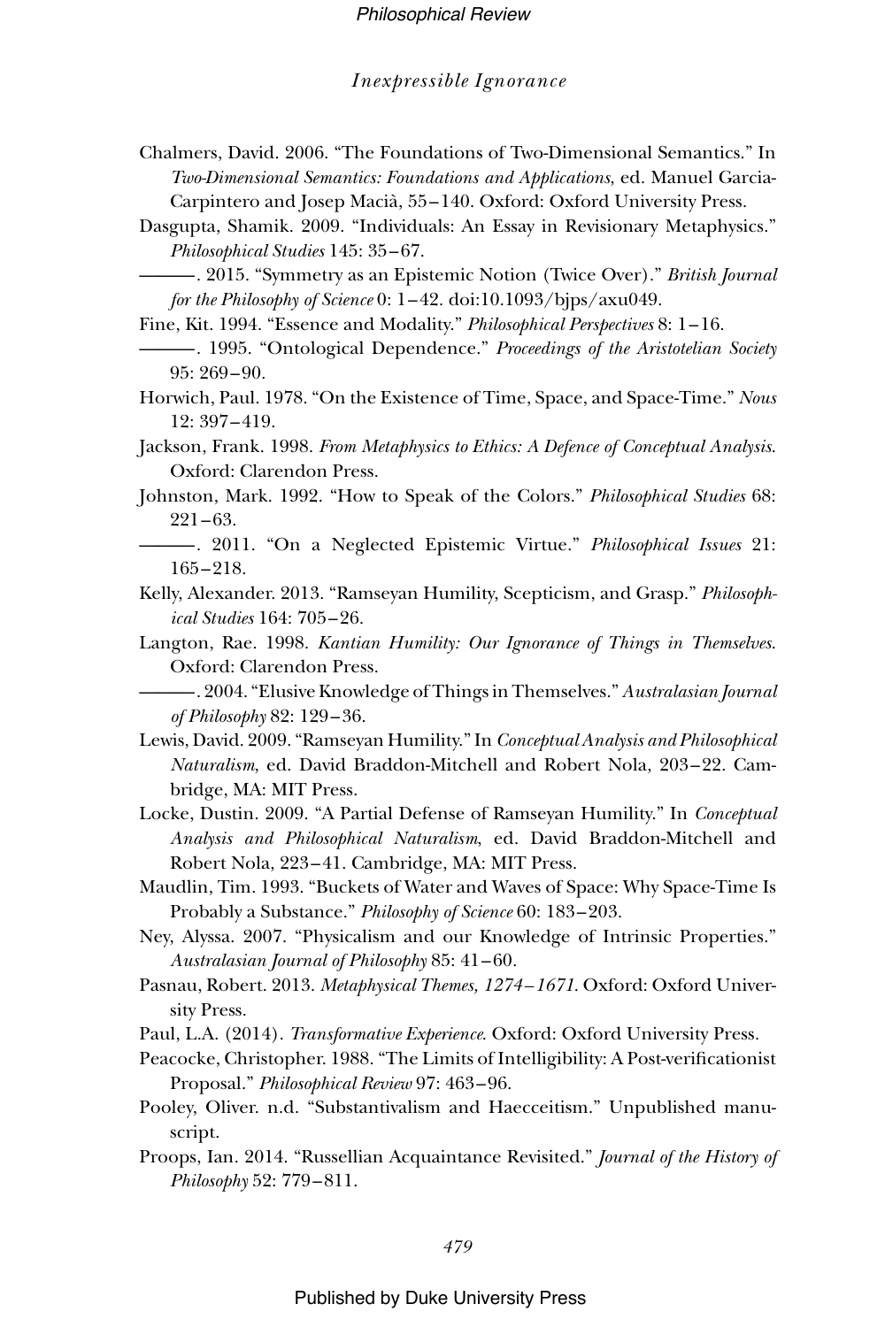Chalmers, David. 2006. "The Foundations of Two-Dimensional Semantics." In *Two-Dimensional Semantics: Foundations and Applications*, ed. Manuel Garcia-Carpintero and Josep Macià, 55–140. Oxford: Oxford University Press.

Dasgupta, Shamik. 2009. "Individuals: An Essay in Revisionary Metaphysics." *Philosophical Studies* 145: 35–67.

———. 2015. "Symmetry as an Epistemic Notion (Twice Over)." *British Journal for the Philosophy of Science* 0: 1–42. doi:10.1093/bjps/axu049.

Fine, Kit. 1994. "Essence and Modality." *Philosophical Perspectives* 8: 1–16.

———. 1995. "Ontological Dependence." *Proceedings of the Aristotelian Society* 95: 269–90.

Horwich, Paul. 1978. "On the Existence of Time, Space, and Space-Time." *Nous* 12: 397–419.

Jackson, Frank. 1998. *From Metaphysics to Ethics: A Defence of Conceptual Analysis*. Oxford: Clarendon Press.

Johnston, Mark. 1992. "How to Speak of the Colors." *Philosophical Studies* 68: 221–63.

———. 2011. "On a Neglected Epistemic Virtue." *Philosophical Issues* 21: 165–218.

Kelly, Alexander. 2013. "Ramseyan Humility, Scepticism, and Grasp." *Philosophical Studies* 164: 705–26.

Langton, Rae. 1998. *Kantian Humility: Our Ignorance of Things in Themselves*. Oxford: Clarendon Press.

———. 2004. "Elusive Knowledge of Things in Themselves." *Australasian Journal of Philosophy* 82: 129–36.

Lewis, David. 2009. "Ramseyan Humility." In *Conceptual Analysis and Philosophical Naturalism*, ed. David Braddon-Mitchell and Robert Nola, 203–22. Cambridge, MA: MIT Press.

Locke, Dustin. 2009. "A Partial Defense of Ramseyan Humility." In *Conceptual Analysis and Philosophical Naturalism*, ed. David Braddon-Mitchell and Robert Nola, 223–41. Cambridge, MA: MIT Press.

Maudlin, Tim. 1993. "Buckets of Water and Waves of Space: Why Space-Time Is Probably a Substance." *Philosophy of Science* 60: 183–203.

Ney, Alyssa. 2007. "Physicalism and our Knowledge of Intrinsic Properties." *Australasian Journal of Philosophy* 85: 41–60.

Pasnau, Robert. 2013. *Metaphysical Themes, 1274–1671*. Oxford: Oxford University Press.

Paul, L.A. (2014). *Transformative Experience*. Oxford: Oxford University Press.

Peacocke, Christopher. 1988. "The Limits of Intelligibility: A Post-verificationist Proposal." *Philosophical Review* 97: 463–96.

Pooley, Oliver. n.d. "Substantivalism and Haecceitism." Unpublished manuscript.

Proops, Ian. 2014. "Russellian Acquaintance Revisited." *Journal of the History of Philosophy* 52: 779–811.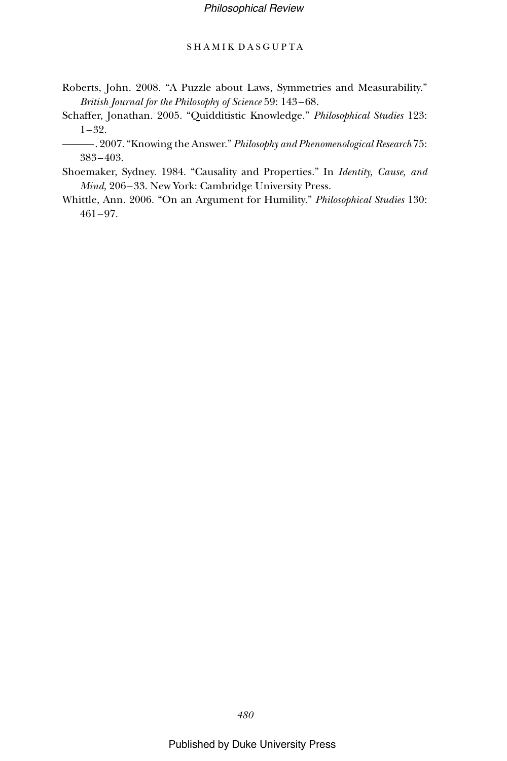Roberts, John. 2008. “A Puzzle about Laws, Symmetries and Measurability.” *British Journal for the Philosophy of Science* 59: 143–68.

Schaffer, Jonathan. 2005. “Quidditistic Knowledge.” *Philosophical Studies* 123: 1–32.

———. 2007. “Knowing the Answer.” *Philosophy and Phenomenological Research* 75: 383–403.

Shoemaker, Sydney. 1984. “Causality and Properties.” In *Identity, Cause, and Mind*, 206–33. New York: Cambridge University Press.

Whittle, Ann. 2006. “On an Argument for Humility.” *Philosophical Studies* 130: 461–97.